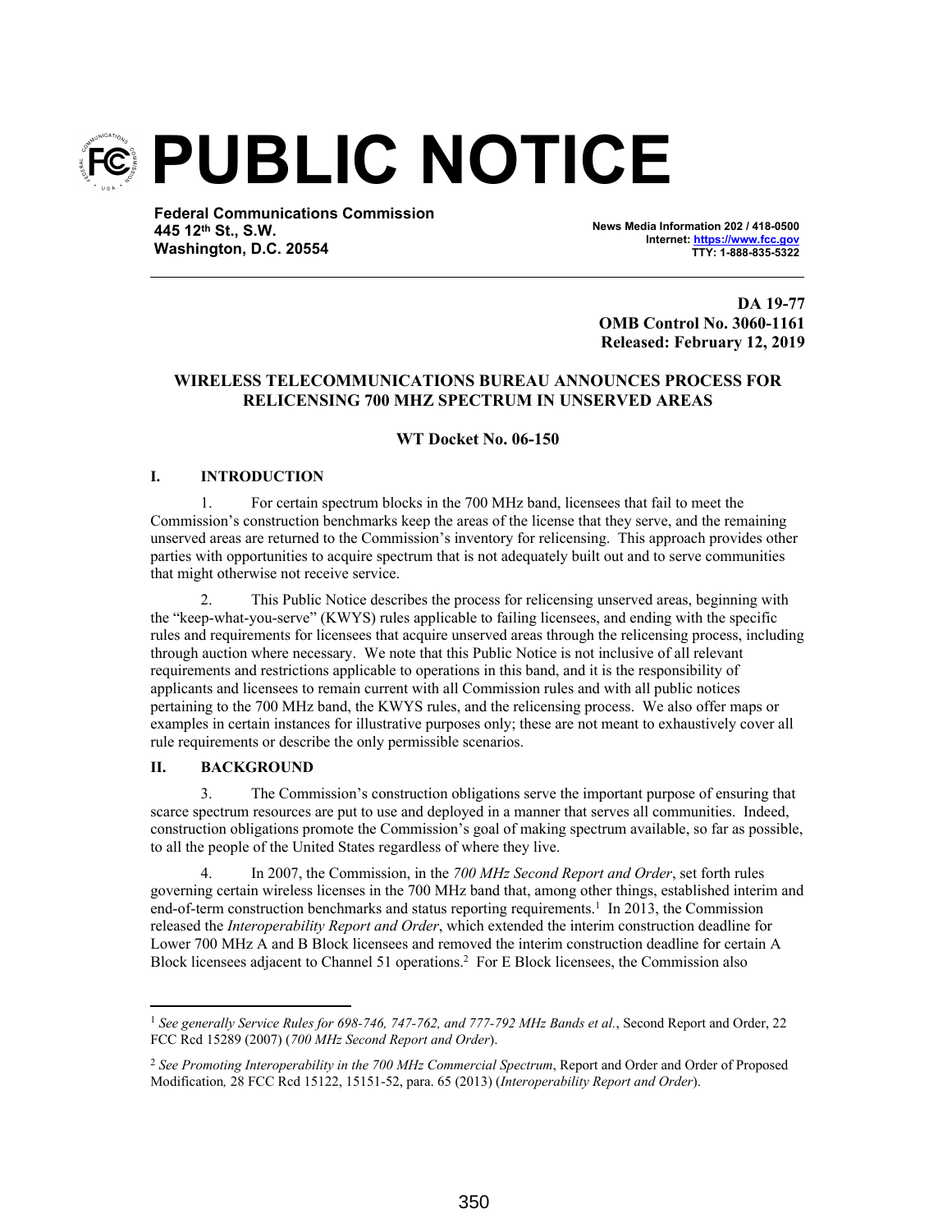# PUBLIC NOTICE

**Federal Communications Commission**
**445 12th St., S.W.**
**Washington, D.C. 20554**

**News Media Information 202 / 418-0500**
**Internet: https://www.fcc.gov**
**TTY: 1-888-835-5322**

**DA 19-77**
**OMB Control No. 3060-1161**
**Released: February 12, 2019**

**WIRELESS TELECOMMUNICATIONS BUREAU ANNOUNCES PROCESS FOR RELICENSING 700 MHZ SPECTRUM IN UNSERVED AREAS**

**WT Docket No. 06-150**

## I. INTRODUCTION

1. For certain spectrum blocks in the 700 MHz band, licensees that fail to meet the Commission's construction benchmarks keep the areas of the license that they serve, and the remaining unserved areas are returned to the Commission's inventory for relicensing. This approach provides other parties with opportunities to acquire spectrum that is not adequately built out and to serve communities that might otherwise not receive service.

2. This Public Notice describes the process for relicensing unserved areas, beginning with the "keep-what-you-serve" (KWYS) rules applicable to failing licensees, and ending with the specific rules and requirements for licensees that acquire unserved areas through the relicensing process, including through auction where necessary. We note that this Public Notice is not inclusive of all relevant requirements and restrictions applicable to operations in this band, and it is the responsibility of applicants and licensees to remain current with all Commission rules and with all public notices pertaining to the 700 MHz band, the KWYS rules, and the relicensing process. We also offer maps or examples in certain instances for illustrative purposes only; these are not meant to exhaustively cover all rule requirements or describe the only permissible scenarios.

## II. BACKGROUND

3. The Commission's construction obligations serve the important purpose of ensuring that scarce spectrum resources are put to use and deployed in a manner that serves all communities. Indeed, construction obligations promote the Commission's goal of making spectrum available, so far as possible, to all the people of the United States regardless of where they live.

4. In 2007, the Commission, in the *700 MHz Second Report and Order*, set forth rules governing certain wireless licenses in the 700 MHz band that, among other things, established interim and end-of-term construction benchmarks and status reporting requirements.[1] In 2013, the Commission released the *Interoperability Report and Order*, which extended the interim construction deadline for Lower 700 MHz A and B Block licensees and removed the interim construction deadline for certain A Block licensees adjacent to Channel 51 operations.[2] For E Block licensees, the Commission also

---

[1] *See generally Service Rules for 698-746, 747-762, and 777-792 MHz Bands et al.*, Second Report and Order, 22 FCC Rcd 15289 (2007) (*700 MHz Second Report and Order*).

[2] *See Promoting Interoperability in the 700 MHz Commercial Spectrum*, Report and Order and Order of Proposed Modification*,* 28 FCC Rcd 15122, 15151-52, para. 65 (2013) (*Interoperability Report and Order*).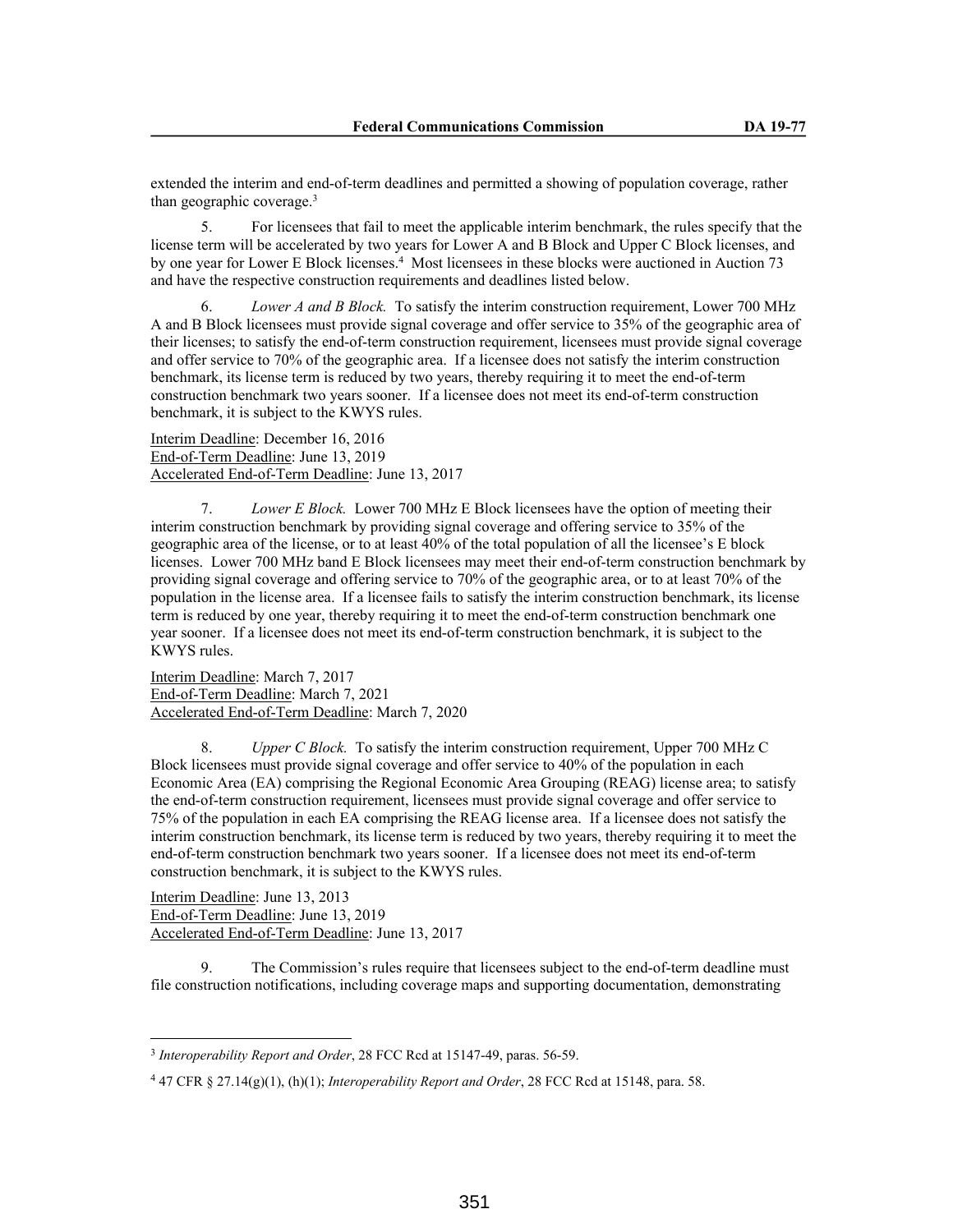extended the interim and end-of-term deadlines and permitted a showing of population coverage, rather than geographic coverage.[3]

5. For licensees that fail to meet the applicable interim benchmark, the rules specify that the license term will be accelerated by two years for Lower A and B Block and Upper C Block licenses, and by one year for Lower E Block licenses.[4] Most licensees in these blocks were auctioned in Auction 73 and have the respective construction requirements and deadlines listed below.

6. *Lower A and B Block.* To satisfy the interim construction requirement, Lower 700 MHz A and B Block licensees must provide signal coverage and offer service to 35% of the geographic area of their licenses; to satisfy the end-of-term construction requirement, licensees must provide signal coverage and offer service to 70% of the geographic area. If a licensee does not satisfy the interim construction benchmark, its license term is reduced by two years, thereby requiring it to meet the end-of-term construction benchmark two years sooner. If a licensee does not meet its end-of-term construction benchmark, it is subject to the KWYS rules.

Interim Deadline: December 16, 2016
End-of-Term Deadline: June 13, 2019
Accelerated End-of-Term Deadline: June 13, 2017

7. *Lower E Block.* Lower 700 MHz E Block licensees have the option of meeting their interim construction benchmark by providing signal coverage and offering service to 35% of the geographic area of the license, or to at least 40% of the total population of all the licensee's E block licenses. Lower 700 MHz band E Block licensees may meet their end-of-term construction benchmark by providing signal coverage and offering service to 70% of the geographic area, or to at least 70% of the population in the license area. If a licensee fails to satisfy the interim construction benchmark, its license term is reduced by one year, thereby requiring it to meet the end-of-term construction benchmark one year sooner. If a licensee does not meet its end-of-term construction benchmark, it is subject to the KWYS rules.

Interim Deadline: March 7, 2017
End-of-Term Deadline: March 7, 2021
Accelerated End-of-Term Deadline: March 7, 2020

8. *Upper C Block.* To satisfy the interim construction requirement, Upper 700 MHz C Block licensees must provide signal coverage and offer service to 40% of the population in each Economic Area (EA) comprising the Regional Economic Area Grouping (REAG) license area; to satisfy the end-of-term construction requirement, licensees must provide signal coverage and offer service to 75% of the population in each EA comprising the REAG license area. If a licensee does not satisfy the interim construction benchmark, its license term is reduced by two years, thereby requiring it to meet the end-of-term construction benchmark two years sooner. If a licensee does not meet its end-of-term construction benchmark, it is subject to the KWYS rules.

Interim Deadline: June 13, 2013
End-of-Term Deadline: June 13, 2019
Accelerated End-of-Term Deadline: June 13, 2017

9. The Commission's rules require that licensees subject to the end-of-term deadline must file construction notifications, including coverage maps and supporting documentation, demonstrating

---

[3] *Interoperability Report and Order*, 28 FCC Rcd at 15147-49, paras. 56-59.

[4] 47 CFR § 27.14(g)(1), (h)(1); *Interoperability Report and Order*, 28 FCC Rcd at 15148, para. 58.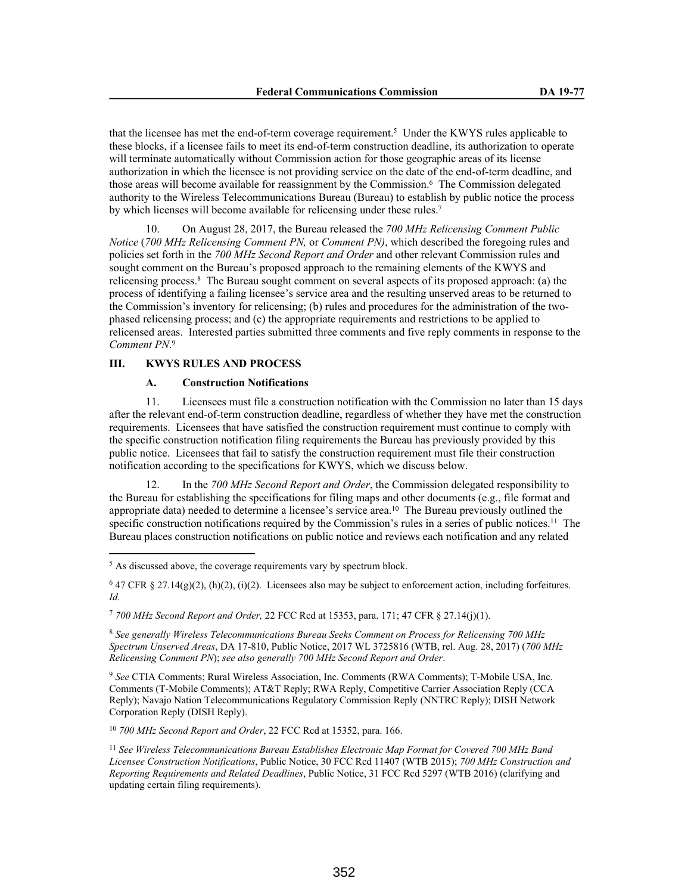that the licensee has met the end-of-term coverage requirement.[5] Under the KWYS rules applicable to these blocks, if a licensee fails to meet its end-of-term construction deadline, its authorization to operate will terminate automatically without Commission action for those geographic areas of its license authorization in which the licensee is not providing service on the date of the end-of-term deadline, and those areas will become available for reassignment by the Commission.[6] The Commission delegated authority to the Wireless Telecommunications Bureau (Bureau) to establish by public notice the process by which licenses will become available for relicensing under these rules.[7]

10. On August 28, 2017, the Bureau released the *700 MHz Relicensing Comment Public Notice* (*700 MHz Relicensing Comment PN,* or *Comment PN)*, which described the foregoing rules and policies set forth in the *700 MHz Second Report and Order* and other relevant Commission rules and sought comment on the Bureau's proposed approach to the remaining elements of the KWYS and relicensing process.[8] The Bureau sought comment on several aspects of its proposed approach: (a) the process of identifying a failing licensee's service area and the resulting unserved areas to be returned to the Commission's inventory for relicensing; (b) rules and procedures for the administration of the two-phased relicensing process; and (c) the appropriate requirements and restrictions to be applied to relicensed areas. Interested parties submitted three comments and five reply comments in response to the *Comment PN*.[9]

## III. KWYS RULES AND PROCESS

### A. Construction Notifications

11. Licensees must file a construction notification with the Commission no later than 15 days after the relevant end-of-term construction deadline, regardless of whether they have met the construction requirements. Licensees that have satisfied the construction requirement must continue to comply with the specific construction notification filing requirements the Bureau has previously provided by this public notice. Licensees that fail to satisfy the construction requirement must file their construction notification according to the specifications for KWYS, which we discuss below.

12. In the *700 MHz Second Report and Order*, the Commission delegated responsibility to the Bureau for establishing the specifications for filing maps and other documents (e.g., file format and appropriate data) needed to determine a licensee's service area.[10] The Bureau previously outlined the specific construction notifications required by the Commission's rules in a series of public notices.[11] The Bureau places construction notifications on public notice and reviews each notification and any related

---

[5] As discussed above, the coverage requirements vary by spectrum block.

[6] 47 CFR § 27.14(g)(2), (h)(2), (i)(2). Licensees also may be subject to enforcement action, including forfeitures. *Id.*

[7] *700 MHz Second Report and Order,* 22 FCC Rcd at 15353, para. 171; 47 CFR § 27.14(j)(1).

[8] *See generally Wireless Telecommunications Bureau Seeks Comment on Process for Relicensing 700 MHz Spectrum Unserved Areas*, DA 17-810, Public Notice, 2017 WL 3725816 (WTB, rel. Aug. 28, 2017) (*700 MHz Relicensing Comment PN*); *see also generally 700 MHz Second Report and Order*.

[9] *See* CTIA Comments; Rural Wireless Association, Inc. Comments (RWA Comments); T-Mobile USA, Inc. Comments (T-Mobile Comments); AT&T Reply; RWA Reply, Competitive Carrier Association Reply (CCA Reply); Navajo Nation Telecommunications Regulatory Commission Reply (NNTRC Reply); DISH Network Corporation Reply (DISH Reply).

[10] *700 MHz Second Report and Order*, 22 FCC Rcd at 15352, para. 166.

[11] *See Wireless Telecommunications Bureau Establishes Electronic Map Format for Covered 700 MHz Band Licensee Construction Notifications*, Public Notice, 30 FCC Rcd 11407 (WTB 2015); *700 MHz Construction and Reporting Requirements and Related Deadlines*, Public Notice, 31 FCC Rcd 5297 (WTB 2016) (clarifying and updating certain filing requirements).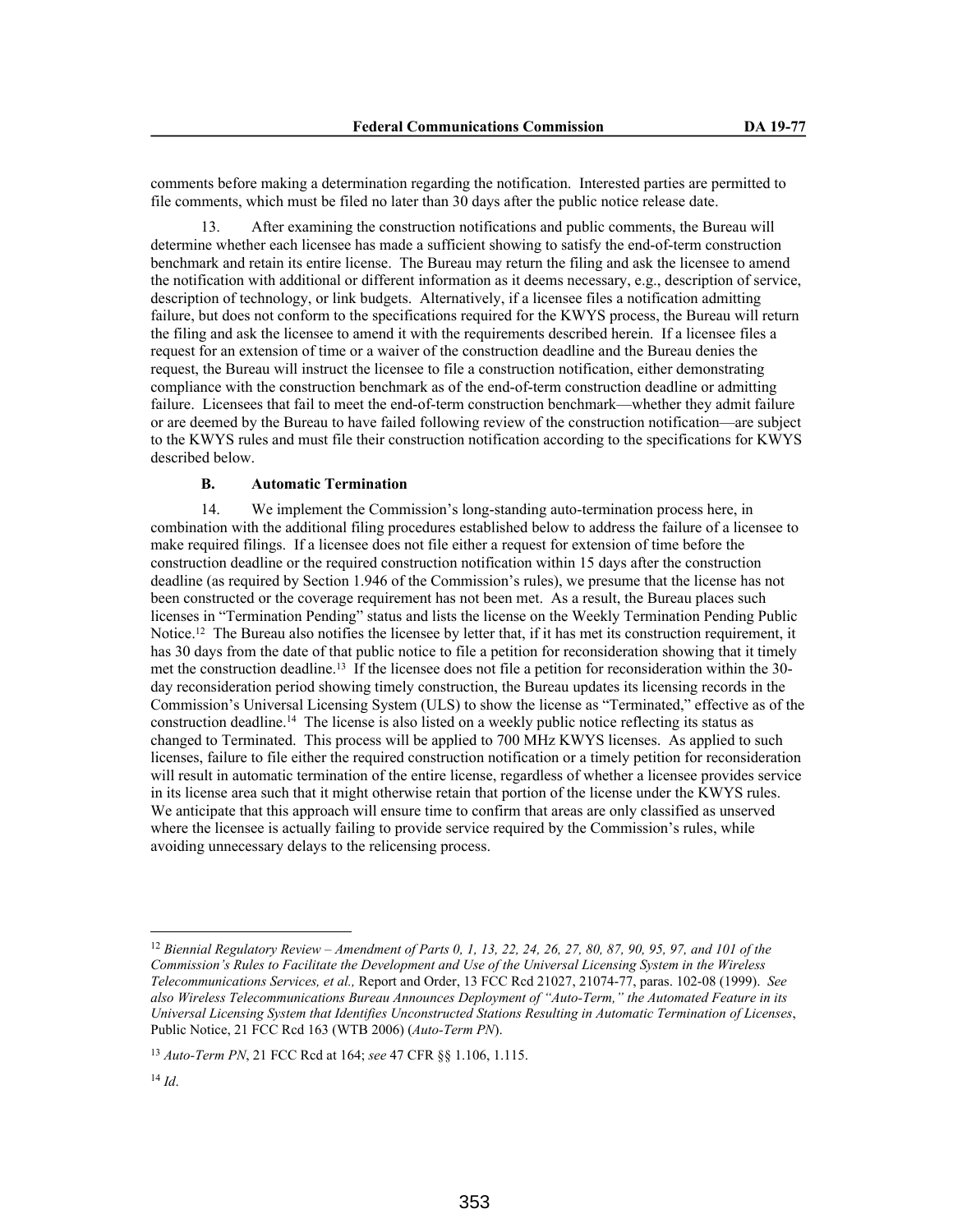comments before making a determination regarding the notification. Interested parties are permitted to file comments, which must be filed no later than 30 days after the public notice release date.

13. After examining the construction notifications and public comments, the Bureau will determine whether each licensee has made a sufficient showing to satisfy the end-of-term construction benchmark and retain its entire license. The Bureau may return the filing and ask the licensee to amend the notification with additional or different information as it deems necessary, e.g., description of service, description of technology, or link budgets. Alternatively, if a licensee files a notification admitting failure, but does not conform to the specifications required for the KWYS process, the Bureau will return the filing and ask the licensee to amend it with the requirements described herein. If a licensee files a request for an extension of time or a waiver of the construction deadline and the Bureau denies the request, the Bureau will instruct the licensee to file a construction notification, either demonstrating compliance with the construction benchmark as of the end-of-term construction deadline or admitting failure. Licensees that fail to meet the end-of-term construction benchmark—whether they admit failure or are deemed by the Bureau to have failed following review of the construction notification—are subject to the KWYS rules and must file their construction notification according to the specifications for KWYS described below.

### B. Automatic Termination

14. We implement the Commission's long-standing auto-termination process here, in combination with the additional filing procedures established below to address the failure of a licensee to make required filings. If a licensee does not file either a request for extension of time before the construction deadline or the required construction notification within 15 days after the construction deadline (as required by Section 1.946 of the Commission's rules), we presume that the license has not been constructed or the coverage requirement has not been met. As a result, the Bureau places such licenses in "Termination Pending" status and lists the license on the Weekly Termination Pending Public Notice.[12] The Bureau also notifies the licensee by letter that, if it has met its construction requirement, it has 30 days from the date of that public notice to file a petition for reconsideration showing that it timely met the construction deadline.[13] If the licensee does not file a petition for reconsideration within the 30-day reconsideration period showing timely construction, the Bureau updates its licensing records in the Commission's Universal Licensing System (ULS) to show the license as "Terminated," effective as of the construction deadline.[14] The license is also listed on a weekly public notice reflecting its status as changed to Terminated. This process will be applied to 700 MHz KWYS licenses. As applied to such licenses, failure to file either the required construction notification or a timely petition for reconsideration will result in automatic termination of the entire license, regardless of whether a licensee provides service in its license area such that it might otherwise retain that portion of the license under the KWYS rules. We anticipate that this approach will ensure time to confirm that areas are only classified as unserved where the licensee is actually failing to provide service required by the Commission's rules, while avoiding unnecessary delays to the relicensing process.

---

[12] *Biennial Regulatory Review – Amendment of Parts 0, 1, 13, 22, 24, 26, 27, 80, 87, 90, 95, 97, and 101 of the Commission's Rules to Facilitate the Development and Use of the Universal Licensing System in the Wireless Telecommunications Services, et al.,* Report and Order, 13 FCC Rcd 21027, 21074-77, paras. 102-08 (1999). *See also Wireless Telecommunications Bureau Announces Deployment of "Auto-Term," the Automated Feature in its Universal Licensing System that Identifies Unconstructed Stations Resulting in Automatic Termination of Licenses*, Public Notice, 21 FCC Rcd 163 (WTB 2006) (*Auto-Term PN*).

[13] *Auto-Term PN*, 21 FCC Rcd at 164; *see* 47 CFR §§ 1.106, 1.115.

[14] *Id*.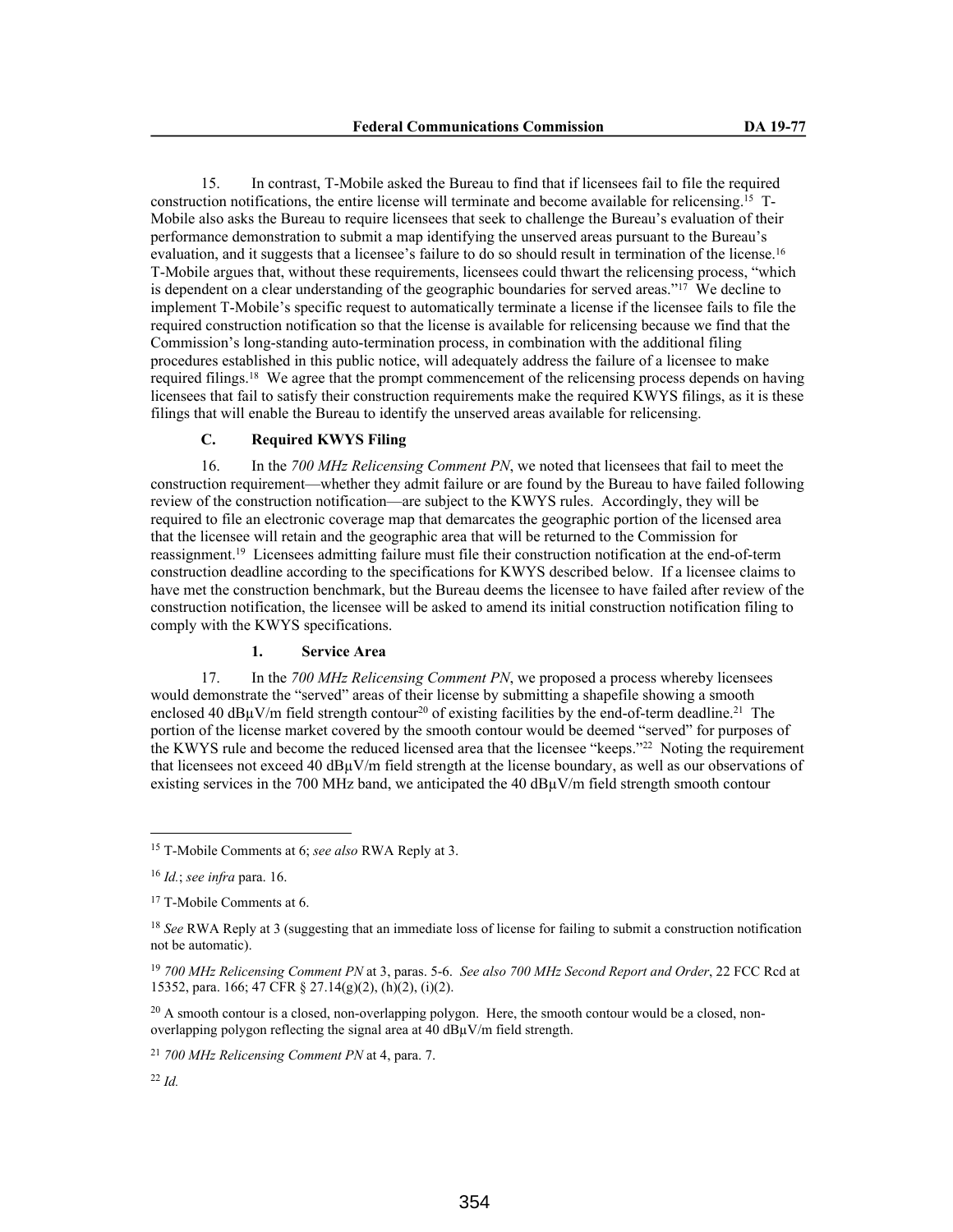15. In contrast, T-Mobile asked the Bureau to find that if licensees fail to file the required construction notifications, the entire license will terminate and become available for relicensing.[15] T-Mobile also asks the Bureau to require licensees that seek to challenge the Bureau's evaluation of their performance demonstration to submit a map identifying the unserved areas pursuant to the Bureau's evaluation, and it suggests that a licensee's failure to do so should result in termination of the license.[16] T-Mobile argues that, without these requirements, licensees could thwart the relicensing process, "which is dependent on a clear understanding of the geographic boundaries for served areas."[17] We decline to implement T-Mobile's specific request to automatically terminate a license if the licensee fails to file the required construction notification so that the license is available for relicensing because we find that the Commission's long-standing auto-termination process, in combination with the additional filing procedures established in this public notice, will adequately address the failure of a licensee to make required filings.[18] We agree that the prompt commencement of the relicensing process depends on having licensees that fail to satisfy their construction requirements make the required KWYS filings, as it is these filings that will enable the Bureau to identify the unserved areas available for relicensing.

### C. Required KWYS Filing

16. In the *700 MHz Relicensing Comment PN*, we noted that licensees that fail to meet the construction requirement—whether they admit failure or are found by the Bureau to have failed following review of the construction notification—are subject to the KWYS rules. Accordingly, they will be required to file an electronic coverage map that demarcates the geographic portion of the licensed area that the licensee will retain and the geographic area that will be returned to the Commission for reassignment.[19] Licensees admitting failure must file their construction notification at the end-of-term construction deadline according to the specifications for KWYS described below. If a licensee claims to have met the construction benchmark, but the Bureau deems the licensee to have failed after review of the construction notification, the licensee will be asked to amend its initial construction notification filing to comply with the KWYS specifications.

#### 1. Service Area

17. In the *700 MHz Relicensing Comment PN*, we proposed a process whereby licensees would demonstrate the "served" areas of their license by submitting a shapefile showing a smooth enclosed 40 dBμV/m field strength contour[20] of existing facilities by the end-of-term deadline.[21] The portion of the license market covered by the smooth contour would be deemed "served" for purposes of the KWYS rule and become the reduced licensed area that the licensee "keeps."[22] Noting the requirement that licensees not exceed 40 dBμV/m field strength at the license boundary, as well as our observations of existing services in the 700 MHz band, we anticipated the 40 dBμV/m field strength smooth contour

---

[15] T-Mobile Comments at 6; *see also* RWA Reply at 3.

[16] *Id.*; *see infra* para. 16.

[17] T-Mobile Comments at 6.

[18] *See* RWA Reply at 3 (suggesting that an immediate loss of license for failing to submit a construction notification not be automatic).

[19] *700 MHz Relicensing Comment PN* at 3, paras. 5-6. *See also 700 MHz Second Report and Order*, 22 FCC Rcd at 15352, para. 166; 47 CFR § 27.14(g)(2), (h)(2), (i)(2).

[20] A smooth contour is a closed, non-overlapping polygon. Here, the smooth contour would be a closed, non-overlapping polygon reflecting the signal area at 40 dBμV/m field strength.

[21] *700 MHz Relicensing Comment PN* at 4, para. 7.

[22] *Id.*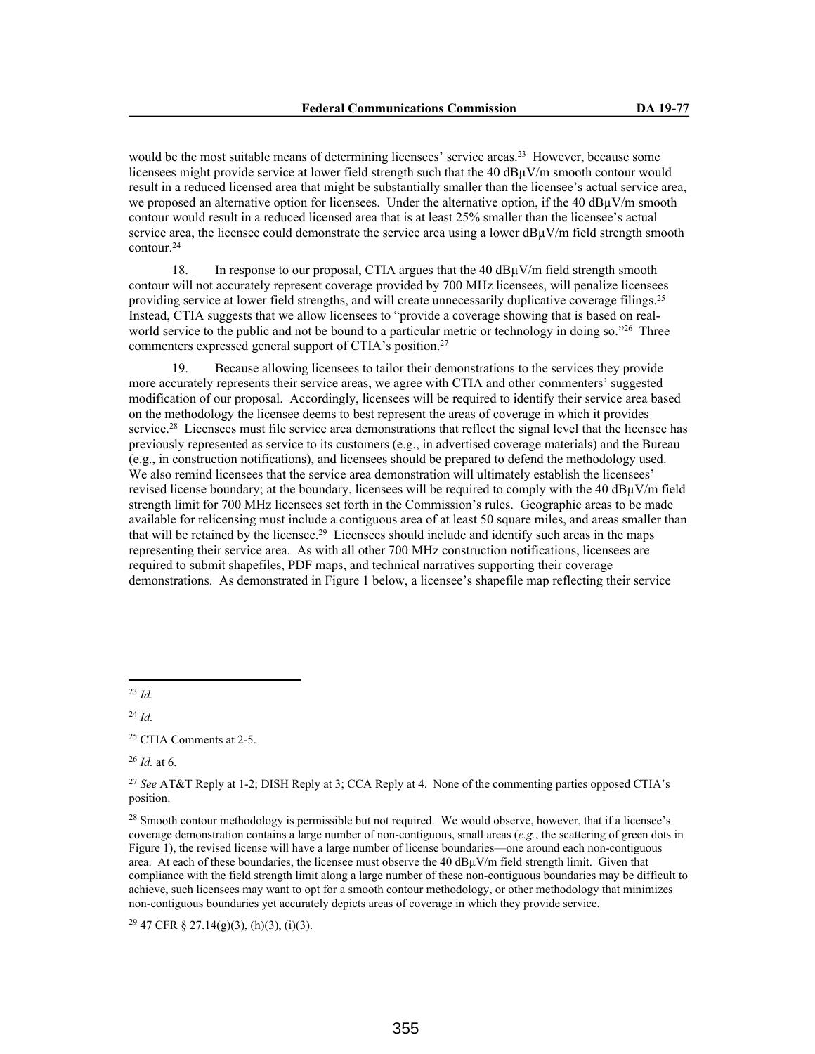would be the most suitable means of determining licensees' service areas.[23] However, because some licensees might provide service at lower field strength such that the 40 dBμV/m smooth contour would result in a reduced licensed area that might be substantially smaller than the licensee's actual service area, we proposed an alternative option for licensees. Under the alternative option, if the 40 dBμV/m smooth contour would result in a reduced licensed area that is at least 25% smaller than the licensee's actual service area, the licensee could demonstrate the service area using a lower dBμV/m field strength smooth contour.[24]

18. In response to our proposal, CTIA argues that the 40 dBμV/m field strength smooth contour will not accurately represent coverage provided by 700 MHz licensees, will penalize licensees providing service at lower field strengths, and will create unnecessarily duplicative coverage filings.[25] Instead, CTIA suggests that we allow licensees to "provide a coverage showing that is based on real-world service to the public and not be bound to a particular metric or technology in doing so."[26] Three commenters expressed general support of CTIA's position.[27]

19. Because allowing licensees to tailor their demonstrations to the services they provide more accurately represents their service areas, we agree with CTIA and other commenters' suggested modification of our proposal. Accordingly, licensees will be required to identify their service area based on the methodology the licensee deems to best represent the areas of coverage in which it provides service.[28] Licensees must file service area demonstrations that reflect the signal level that the licensee has previously represented as service to its customers (e.g., in advertised coverage materials) and the Bureau (e.g., in construction notifications), and licensees should be prepared to defend the methodology used. We also remind licensees that the service area demonstration will ultimately establish the licensees' revised license boundary; at the boundary, licensees will be required to comply with the 40 dBμV/m field strength limit for 700 MHz licensees set forth in the Commission's rules. Geographic areas to be made available for relicensing must include a contiguous area of at least 50 square miles, and areas smaller than that will be retained by the licensee.[29] Licensees should include and identify such areas in the maps representing their service area. As with all other 700 MHz construction notifications, licensees are required to submit shapefiles, PDF maps, and technical narratives supporting their coverage demonstrations. As demonstrated in Figure 1 below, a licensee's shapefile map reflecting their service

---

[23] *Id.*

[24] *Id.*

[25] CTIA Comments at 2-5.

[26] *Id.* at 6.

[27] *See* AT&T Reply at 1-2; DISH Reply at 3; CCA Reply at 4. None of the commenting parties opposed CTIA's position.

[28] Smooth contour methodology is permissible but not required. We would observe, however, that if a licensee's coverage demonstration contains a large number of non-contiguous, small areas (*e.g.*, the scattering of green dots in Figure 1), the revised license will have a large number of license boundaries—one around each non-contiguous area. At each of these boundaries, the licensee must observe the 40 dBμV/m field strength limit. Given that compliance with the field strength limit along a large number of these non-contiguous boundaries may be difficult to achieve, such licensees may want to opt for a smooth contour methodology, or other methodology that minimizes non-contiguous boundaries yet accurately depicts areas of coverage in which they provide service.

[29] 47 CFR § 27.14(g)(3), (h)(3), (i)(3).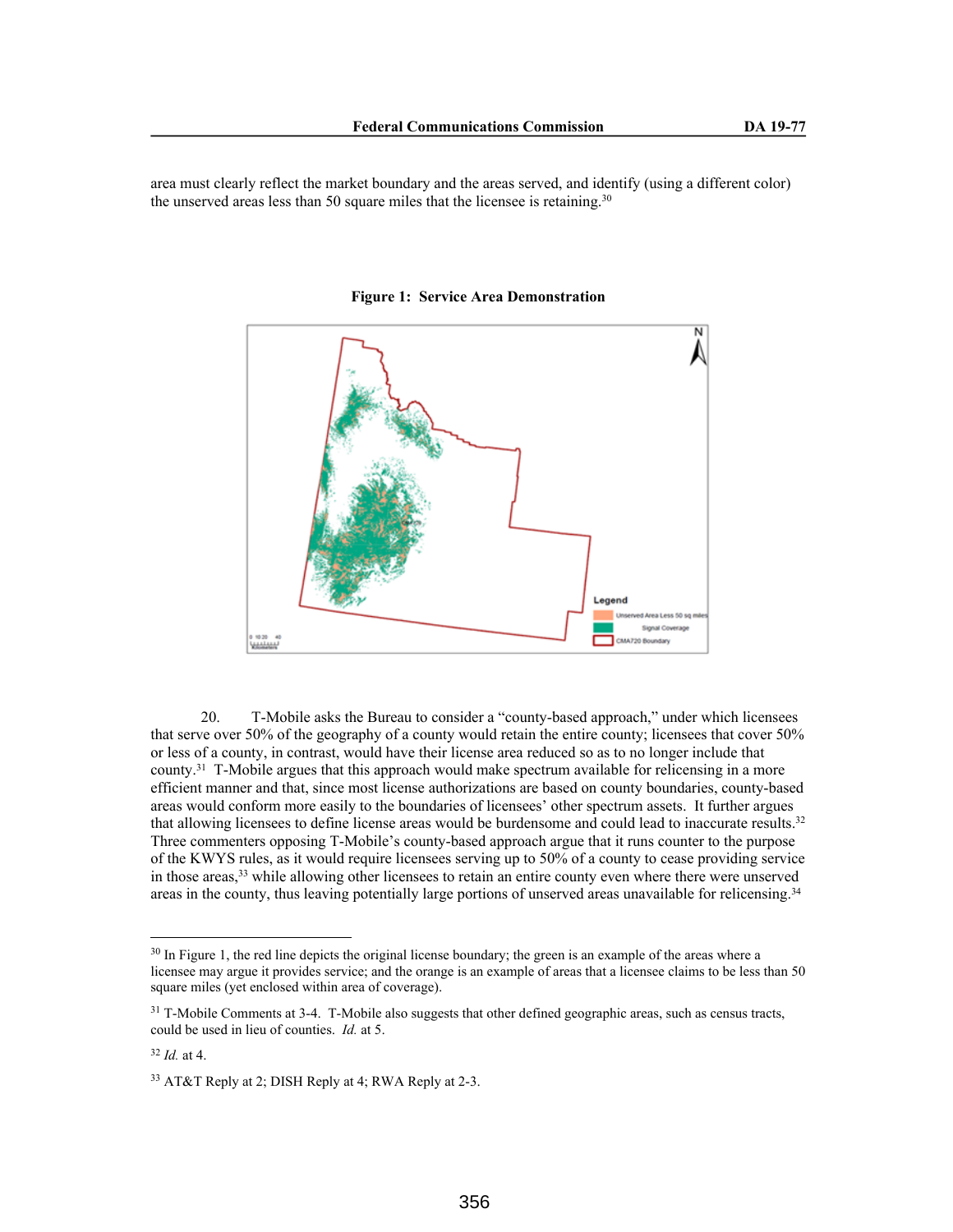area must clearly reflect the market boundary and the areas served, and identify (using a different color) the unserved areas less than 50 square miles that the licensee is retaining.[30]

**Figure 1: Service Area Demonstration**

20. T-Mobile asks the Bureau to consider a "county-based approach," under which licensees that serve over 50% of the geography of a county would retain the entire county; licensees that cover 50% or less of a county, in contrast, would have their license area reduced so as to no longer include that county.[31] T-Mobile argues that this approach would make spectrum available for relicensing in a more efficient manner and that, since most license authorizations are based on county boundaries, county-based areas would conform more easily to the boundaries of licensees' other spectrum assets. It further argues that allowing licensees to define license areas would be burdensome and could lead to inaccurate results.[32] Three commenters opposing T-Mobile's county-based approach argue that it runs counter to the purpose of the KWYS rules, as it would require licensees serving up to 50% of a county to cease providing service in those areas,[33] while allowing other licensees to retain an entire county even where there were unserved areas in the county, thus leaving potentially large portions of unserved areas unavailable for relicensing.[34]

---

[30] In Figure 1, the red line depicts the original license boundary; the green is an example of the areas where a licensee may argue it provides service; and the orange is an example of areas that a licensee claims to be less than 50 square miles (yet enclosed within area of coverage).

[31] T-Mobile Comments at 3-4. T-Mobile also suggests that other defined geographic areas, such as census tracts, could be used in lieu of counties. *Id.* at 5.

[32] *Id.* at 4.

[33] AT&T Reply at 2; DISH Reply at 4; RWA Reply at 2-3.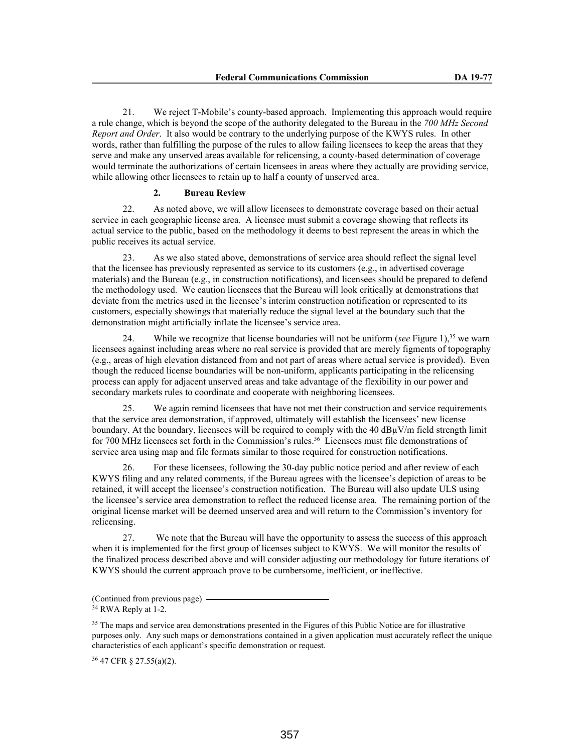21. We reject T-Mobile's county-based approach. Implementing this approach would require a rule change, which is beyond the scope of the authority delegated to the Bureau in the *700 MHz Second Report and Order*. It also would be contrary to the underlying purpose of the KWYS rules. In other words, rather than fulfilling the purpose of the rules to allow failing licensees to keep the areas that they serve and make any unserved areas available for relicensing, a county-based determination of coverage would terminate the authorizations of certain licensees in areas where they actually are providing service, while allowing other licensees to retain up to half a county of unserved area.

#### 2. Bureau Review

22. As noted above, we will allow licensees to demonstrate coverage based on their actual service in each geographic license area. A licensee must submit a coverage showing that reflects its actual service to the public, based on the methodology it deems to best represent the areas in which the public receives its actual service.

23. As we also stated above, demonstrations of service area should reflect the signal level that the licensee has previously represented as service to its customers (e.g., in advertised coverage materials) and the Bureau (e.g., in construction notifications), and licensees should be prepared to defend the methodology used. We caution licensees that the Bureau will look critically at demonstrations that deviate from the metrics used in the licensee's interim construction notification or represented to its customers, especially showings that materially reduce the signal level at the boundary such that the demonstration might artificially inflate the licensee's service area.

24. While we recognize that license boundaries will not be uniform (*see* Figure 1),[35] we warn licensees against including areas where no real service is provided that are merely figments of topography (e.g., areas of high elevation distanced from and not part of areas where actual service is provided). Even though the reduced license boundaries will be non-uniform, applicants participating in the relicensing process can apply for adjacent unserved areas and take advantage of the flexibility in our power and secondary markets rules to coordinate and cooperate with neighboring licensees.

25. We again remind licensees that have not met their construction and service requirements that the service area demonstration, if approved, ultimately will establish the licensees' new license boundary. At the boundary, licensees will be required to comply with the 40 dBμV/m field strength limit for 700 MHz licensees set forth in the Commission's rules.[36] Licensees must file demonstrations of service area using map and file formats similar to those required for construction notifications.

26. For these licensees, following the 30-day public notice period and after review of each KWYS filing and any related comments, if the Bureau agrees with the licensee's depiction of areas to be retained, it will accept the licensee's construction notification. The Bureau will also update ULS using the licensee's service area demonstration to reflect the reduced license area. The remaining portion of the original license market will be deemed unserved area and will return to the Commission's inventory for relicensing.

27. We note that the Bureau will have the opportunity to assess the success of this approach when it is implemented for the first group of licenses subject to KWYS. We will monitor the results of the finalized process described above and will consider adjusting our methodology for future iterations of KWYS should the current approach prove to be cumbersome, inefficient, or ineffective.

(Continued from previous page)

[34] RWA Reply at 1-2.

[35] The maps and service area demonstrations presented in the Figures of this Public Notice are for illustrative purposes only. Any such maps or demonstrations contained in a given application must accurately reflect the unique characteristics of each applicant's specific demonstration or request.

[36] 47 CFR § 27.55(a)(2).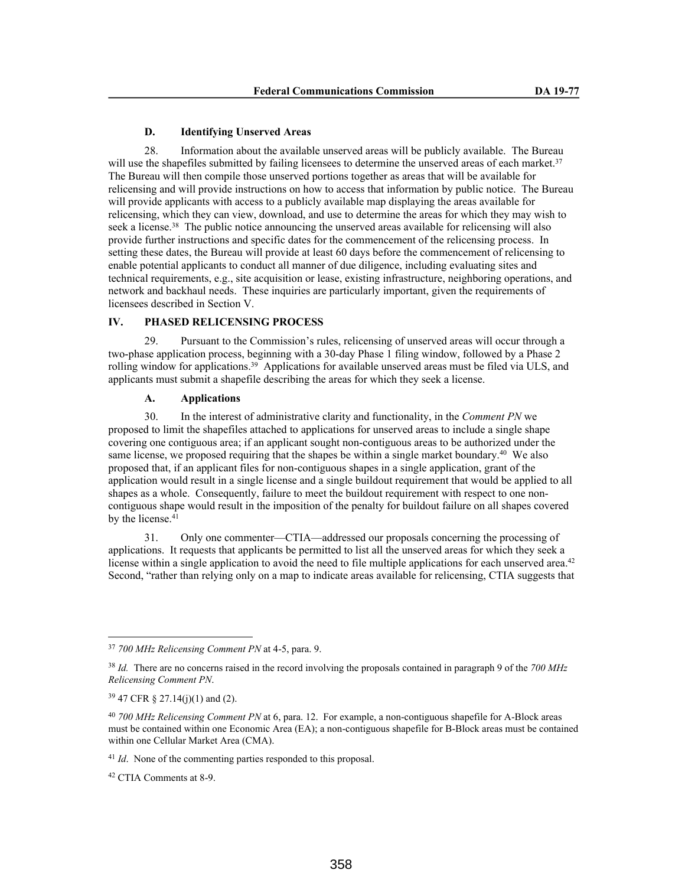### D. Identifying Unserved Areas

28. Information about the available unserved areas will be publicly available. The Bureau will use the shapefiles submitted by failing licensees to determine the unserved areas of each market.[37] The Bureau will then compile those unserved portions together as areas that will be available for relicensing and will provide instructions on how to access that information by public notice. The Bureau will provide applicants with access to a publicly available map displaying the areas available for relicensing, which they can view, download, and use to determine the areas for which they may wish to seek a license.[38] The public notice announcing the unserved areas available for relicensing will also provide further instructions and specific dates for the commencement of the relicensing process. In setting these dates, the Bureau will provide at least 60 days before the commencement of relicensing to enable potential applicants to conduct all manner of due diligence, including evaluating sites and technical requirements, e.g., site acquisition or lease, existing infrastructure, neighboring operations, and network and backhaul needs. These inquiries are particularly important, given the requirements of licensees described in Section V.

## IV. PHASED RELICENSING PROCESS

29. Pursuant to the Commission's rules, relicensing of unserved areas will occur through a two-phase application process, beginning with a 30-day Phase 1 filing window, followed by a Phase 2 rolling window for applications.[39] Applications for available unserved areas must be filed via ULS, and applicants must submit a shapefile describing the areas for which they seek a license.

### A. Applications

30. In the interest of administrative clarity and functionality, in the *Comment PN* we proposed to limit the shapefiles attached to applications for unserved areas to include a single shape covering one contiguous area; if an applicant sought non-contiguous areas to be authorized under the same license, we proposed requiring that the shapes be within a single market boundary.[40] We also proposed that, if an applicant files for non-contiguous shapes in a single application, grant of the application would result in a single license and a single buildout requirement that would be applied to all shapes as a whole. Consequently, failure to meet the buildout requirement with respect to one non-contiguous shape would result in the imposition of the penalty for buildout failure on all shapes covered by the license.[41]

31. Only one commenter—CTIA—addressed our proposals concerning the processing of applications. It requests that applicants be permitted to list all the unserved areas for which they seek a license within a single application to avoid the need to file multiple applications for each unserved area.[42] Second, "rather than relying only on a map to indicate areas available for relicensing, CTIA suggests that

---

[37] *700 MHz Relicensing Comment PN* at 4-5, para. 9.

[38] *Id.* There are no concerns raised in the record involving the proposals contained in paragraph 9 of the *700 MHz Relicensing Comment PN*.

[39] 47 CFR § 27.14(j)(1) and (2).

[40] *700 MHz Relicensing Comment PN* at 6, para. 12. For example, a non-contiguous shapefile for A-Block areas must be contained within one Economic Area (EA); a non-contiguous shapefile for B-Block areas must be contained within one Cellular Market Area (CMA).

[41] *Id*. None of the commenting parties responded to this proposal.

[42] CTIA Comments at 8-9.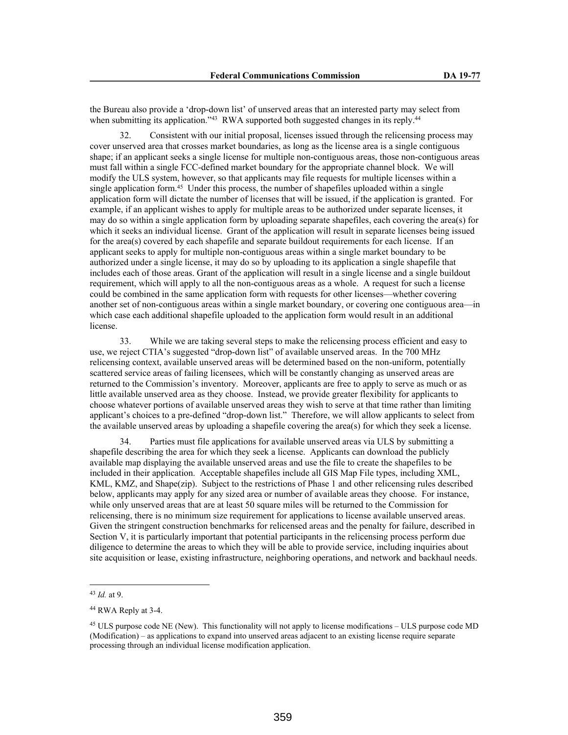the Bureau also provide a 'drop-down list' of unserved areas that an interested party may select from when submitting its application."[43] RWA supported both suggested changes in its reply.[44]

32. Consistent with our initial proposal, licenses issued through the relicensing process may cover unserved area that crosses market boundaries, as long as the license area is a single contiguous shape; if an applicant seeks a single license for multiple non-contiguous areas, those non-contiguous areas must fall within a single FCC-defined market boundary for the appropriate channel block. We will modify the ULS system, however, so that applicants may file requests for multiple licenses within a single application form.[45] Under this process, the number of shapefiles uploaded within a single application form will dictate the number of licenses that will be issued, if the application is granted. For example, if an applicant wishes to apply for multiple areas to be authorized under separate licenses, it may do so within a single application form by uploading separate shapefiles, each covering the area(s) for which it seeks an individual license. Grant of the application will result in separate licenses being issued for the area(s) covered by each shapefile and separate buildout requirements for each license. If an applicant seeks to apply for multiple non-contiguous areas within a single market boundary to be authorized under a single license, it may do so by uploading to its application a single shapefile that includes each of those areas. Grant of the application will result in a single license and a single buildout requirement, which will apply to all the non-contiguous areas as a whole. A request for such a license could be combined in the same application form with requests for other licenses—whether covering another set of non-contiguous areas within a single market boundary, or covering one contiguous area—in which case each additional shapefile uploaded to the application form would result in an additional license.

33. While we are taking several steps to make the relicensing process efficient and easy to use, we reject CTIA's suggested "drop-down list" of available unserved areas. In the 700 MHz relicensing context, available unserved areas will be determined based on the non-uniform, potentially scattered service areas of failing licensees, which will be constantly changing as unserved areas are returned to the Commission's inventory. Moreover, applicants are free to apply to serve as much or as little available unserved area as they choose. Instead, we provide greater flexibility for applicants to choose whatever portions of available unserved areas they wish to serve at that time rather than limiting applicant's choices to a pre-defined "drop-down list." Therefore, we will allow applicants to select from the available unserved areas by uploading a shapefile covering the area(s) for which they seek a license.

34. Parties must file applications for available unserved areas via ULS by submitting a shapefile describing the area for which they seek a license. Applicants can download the publicly available map displaying the available unserved areas and use the file to create the shapefiles to be included in their application. Acceptable shapefiles include all GIS Map File types, including XML, KML, KMZ, and Shape(zip). Subject to the restrictions of Phase 1 and other relicensing rules described below, applicants may apply for any sized area or number of available areas they choose. For instance, while only unserved areas that are at least 50 square miles will be returned to the Commission for relicensing, there is no minimum size requirement for applications to license available unserved areas. Given the stringent construction benchmarks for relicensed areas and the penalty for failure, described in Section V, it is particularly important that potential participants in the relicensing process perform due diligence to determine the areas to which they will be able to provide service, including inquiries about site acquisition or lease, existing infrastructure, neighboring operations, and network and backhaul needs.

---

[43] *Id.* at 9.

[44] RWA Reply at 3-4.

[45] ULS purpose code NE (New). This functionality will not apply to license modifications – ULS purpose code MD (Modification) – as applications to expand into unserved areas adjacent to an existing license require separate processing through an individual license modification application.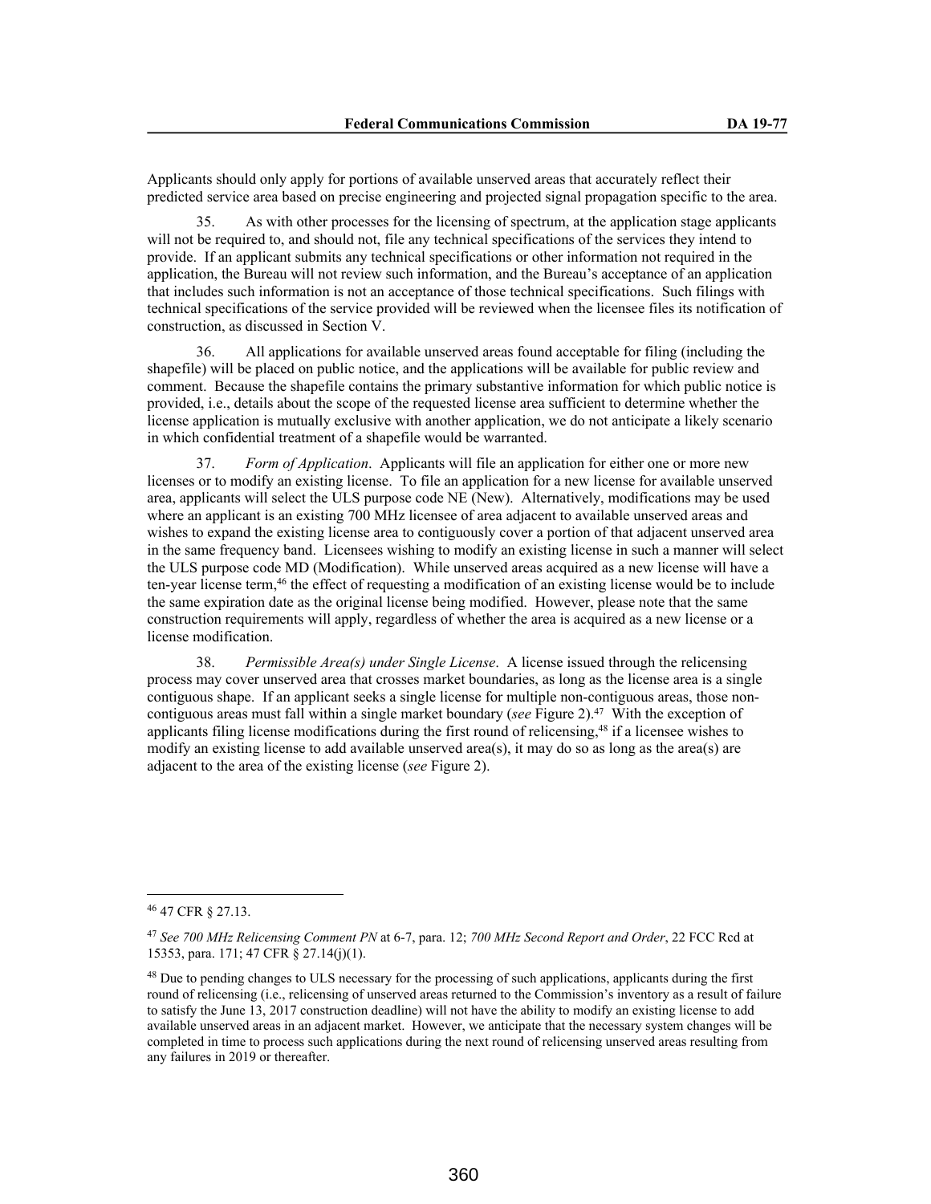Applicants should only apply for portions of available unserved areas that accurately reflect their predicted service area based on precise engineering and projected signal propagation specific to the area.

35. As with other processes for the licensing of spectrum, at the application stage applicants will not be required to, and should not, file any technical specifications of the services they intend to provide. If an applicant submits any technical specifications or other information not required in the application, the Bureau will not review such information, and the Bureau's acceptance of an application that includes such information is not an acceptance of those technical specifications. Such filings with technical specifications of the service provided will be reviewed when the licensee files its notification of construction, as discussed in Section V.

36. All applications for available unserved areas found acceptable for filing (including the shapefile) will be placed on public notice, and the applications will be available for public review and comment. Because the shapefile contains the primary substantive information for which public notice is provided, i.e., details about the scope of the requested license area sufficient to determine whether the license application is mutually exclusive with another application, we do not anticipate a likely scenario in which confidential treatment of a shapefile would be warranted.

37. *Form of Application*. Applicants will file an application for either one or more new licenses or to modify an existing license. To file an application for a new license for available unserved area, applicants will select the ULS purpose code NE (New). Alternatively, modifications may be used where an applicant is an existing 700 MHz licensee of area adjacent to available unserved areas and wishes to expand the existing license area to contiguously cover a portion of that adjacent unserved area in the same frequency band. Licensees wishing to modify an existing license in such a manner will select the ULS purpose code MD (Modification). While unserved areas acquired as a new license will have a ten-year license term,[46] the effect of requesting a modification of an existing license would be to include the same expiration date as the original license being modified. However, please note that the same construction requirements will apply, regardless of whether the area is acquired as a new license or a license modification.

38. *Permissible Area(s) under Single License*. A license issued through the relicensing process may cover unserved area that crosses market boundaries, as long as the license area is a single contiguous shape. If an applicant seeks a single license for multiple non-contiguous areas, those non-contiguous areas must fall within a single market boundary (*see* Figure 2).[47] With the exception of applicants filing license modifications during the first round of relicensing,[48] if a licensee wishes to modify an existing license to add available unserved area(s), it may do so as long as the area(s) are adjacent to the area of the existing license (*see* Figure 2).

---

[46] 47 CFR § 27.13.

[47] *See 700 MHz Relicensing Comment PN* at 6-7, para. 12; *700 MHz Second Report and Order*, 22 FCC Rcd at 15353, para. 171; 47 CFR § 27.14(j)(1).

[48] Due to pending changes to ULS necessary for the processing of such applications, applicants during the first round of relicensing (i.e., relicensing of unserved areas returned to the Commission's inventory as a result of failure to satisfy the June 13, 2017 construction deadline) will not have the ability to modify an existing license to add available unserved areas in an adjacent market. However, we anticipate that the necessary system changes will be completed in time to process such applications during the next round of relicensing unserved areas resulting from any failures in 2019 or thereafter.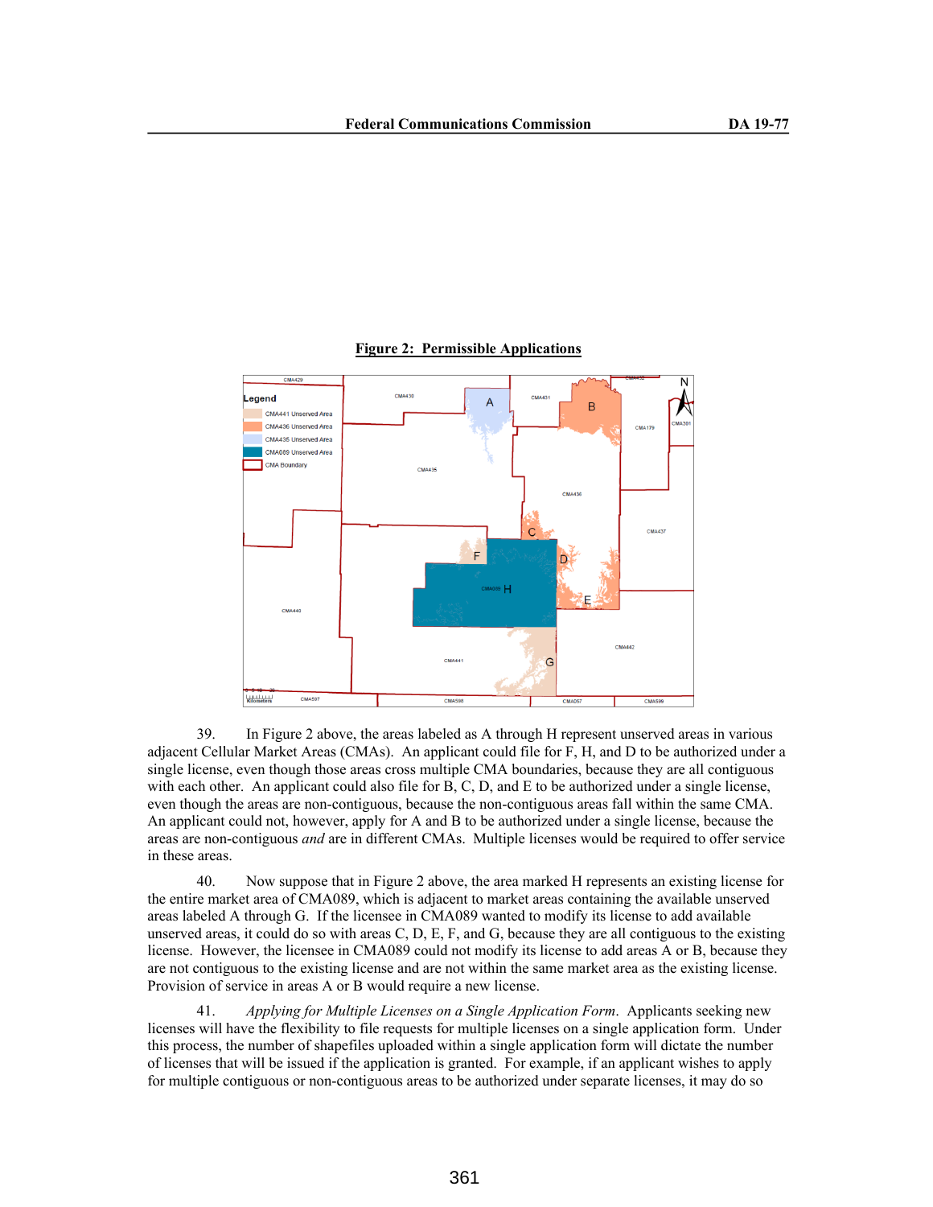**Figure 2: Permissible Applications**

39. In Figure 2 above, the areas labeled as A through H represent unserved areas in various adjacent Cellular Market Areas (CMAs). An applicant could file for F, H, and D to be authorized under a single license, even though those areas cross multiple CMA boundaries, because they are all contiguous with each other. An applicant could also file for B, C, D, and E to be authorized under a single license, even though the areas are non-contiguous, because the non-contiguous areas fall within the same CMA. An applicant could not, however, apply for A and B to be authorized under a single license, because the areas are non-contiguous *and* are in different CMAs. Multiple licenses would be required to offer service in these areas.

40. Now suppose that in Figure 2 above, the area marked H represents an existing license for the entire market area of CMA089, which is adjacent to market areas containing the available unserved areas labeled A through G. If the licensee in CMA089 wanted to modify its license to add available unserved areas, it could do so with areas C, D, E, F, and G, because they are all contiguous to the existing license. However, the licensee in CMA089 could not modify its license to add areas A or B, because they are not contiguous to the existing license and are not within the same market area as the existing license. Provision of service in areas A or B would require a new license.

41. *Applying for Multiple Licenses on a Single Application Form*. Applicants seeking new licenses will have the flexibility to file requests for multiple licenses on a single application form. Under this process, the number of shapefiles uploaded within a single application form will dictate the number of licenses that will be issued if the application is granted. For example, if an applicant wishes to apply for multiple contiguous or non-contiguous areas to be authorized under separate licenses, it may do so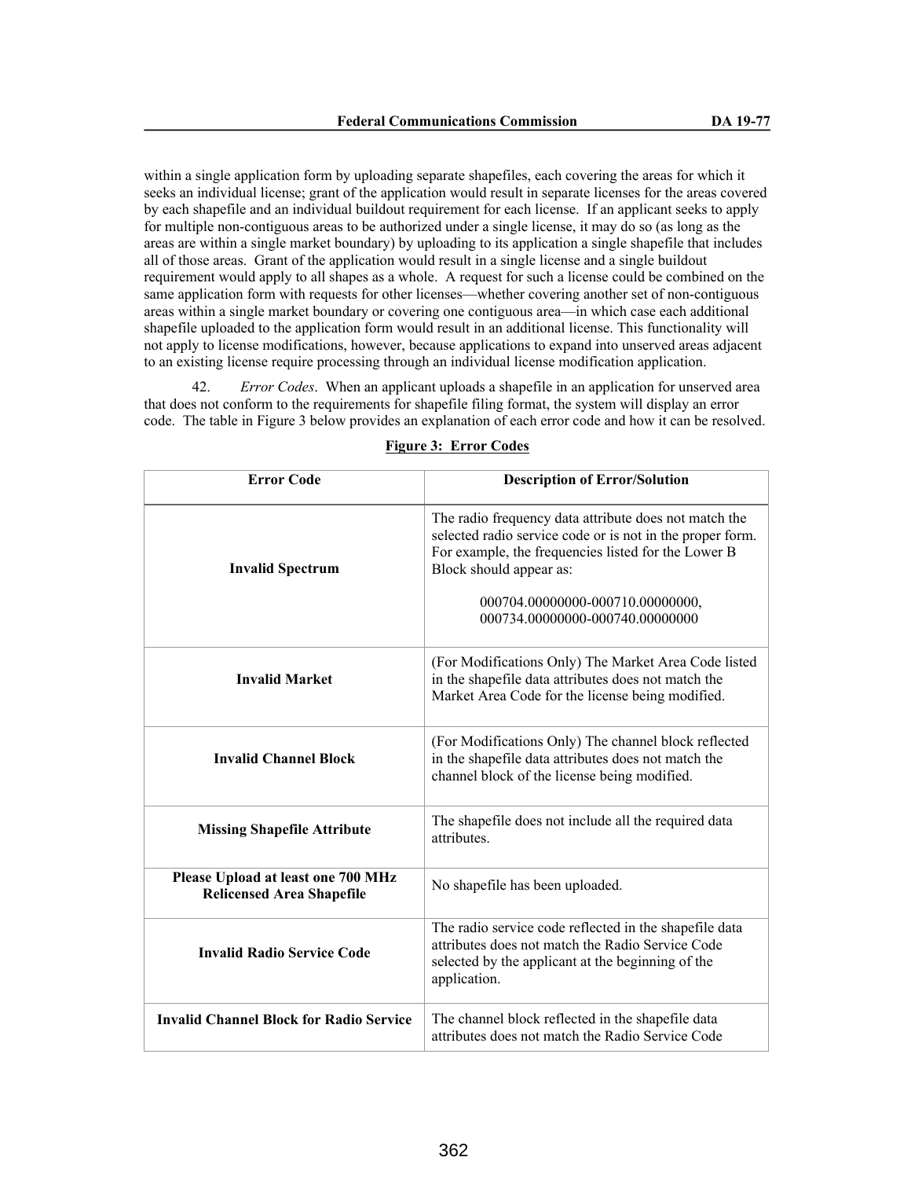within a single application form by uploading separate shapefiles, each covering the areas for which it seeks an individual license; grant of the application would result in separate licenses for the areas covered by each shapefile and an individual buildout requirement for each license. If an applicant seeks to apply for multiple non-contiguous areas to be authorized under a single license, it may do so (as long as the areas are within a single market boundary) by uploading to its application a single shapefile that includes all of those areas. Grant of the application would result in a single license and a single buildout requirement would apply to all shapes as a whole. A request for such a license could be combined on the same application form with requests for other licenses—whether covering another set of non-contiguous areas within a single market boundary or covering one contiguous area—in which case each additional shapefile uploaded to the application form would result in an additional license. This functionality will not apply to license modifications, however, because applications to expand into unserved areas adjacent to an existing license require processing through an individual license modification application.

42. *Error Codes*. When an applicant uploads a shapefile in an application for unserved area that does not conform to the requirements for shapefile filing format, the system will display an error code. The table in Figure 3 below provides an explanation of each error code and how it can be resolved.

**Figure 3: Error Codes**

| Error Code | Description of Error/Solution |
|---|---|
| **Invalid Spectrum** | The radio frequency data attribute does not match the selected radio service code or is not in the proper form. For example, the frequencies listed for the Lower B Block should appear as: 000704.00000000-000710.00000000, 000734.00000000-000740.00000000 |
| **Invalid Market** | (For Modifications Only) The Market Area Code listed in the shapefile data attributes does not match the Market Area Code for the license being modified. |
| **Invalid Channel Block** | (For Modifications Only) The channel block reflected in the shapefile data attributes does not match the channel block of the license being modified. |
| **Missing Shapefile Attribute** | The shapefile does not include all the required data attributes. |
| **Please Upload at least one 700 MHz Relicensed Area Shapefile** | No shapefile has been uploaded. |
| **Invalid Radio Service Code** | The radio service code reflected in the shapefile data attributes does not match the Radio Service Code selected by the applicant at the beginning of the application. |
| **Invalid Channel Block for Radio Service** | The channel block reflected in the shapefile data attributes does not match the Radio Service Code |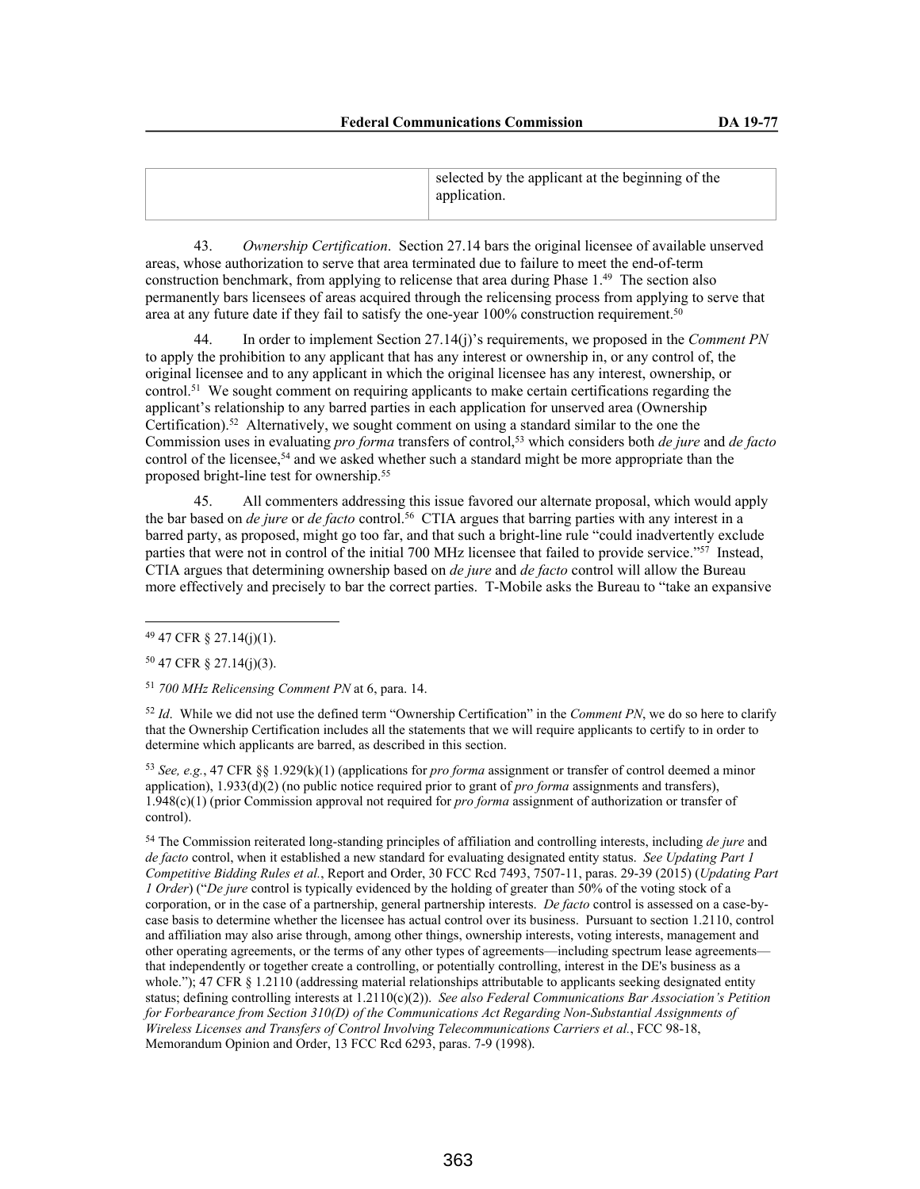| | selected by the applicant at the beginning of the application. |
|---|---|

43. *Ownership Certification*. Section 27.14 bars the original licensee of available unserved areas, whose authorization to serve that area terminated due to failure to meet the end-of-term construction benchmark, from applying to relicense that area during Phase 1.[49] The section also permanently bars licensees of areas acquired through the relicensing process from applying to serve that area at any future date if they fail to satisfy the one-year 100% construction requirement.[50]

44. In order to implement Section 27.14(j)'s requirements, we proposed in the *Comment PN* to apply the prohibition to any applicant that has any interest or ownership in, or any control of, the original licensee and to any applicant in which the original licensee has any interest, ownership, or control.[51] We sought comment on requiring applicants to make certain certifications regarding the applicant's relationship to any barred parties in each application for unserved area (Ownership Certification).[52] Alternatively, we sought comment on using a standard similar to the one the Commission uses in evaluating *pro forma* transfers of control,[53] which considers both *de jure* and *de facto* control of the licensee,[54] and we asked whether such a standard might be more appropriate than the proposed bright-line test for ownership.[55]

45. All commenters addressing this issue favored our alternate proposal, which would apply the bar based on *de jure* or *de facto* control.[56] CTIA argues that barring parties with any interest in a barred party, as proposed, might go too far, and that such a bright-line rule "could inadvertently exclude parties that were not in control of the initial 700 MHz licensee that failed to provide service."[57] Instead, CTIA argues that determining ownership based on *de jure* and *de facto* control will allow the Bureau more effectively and precisely to bar the correct parties. T-Mobile asks the Bureau to "take an expansive

---

[49] 47 CFR § 27.14(j)(1).

[50] 47 CFR § 27.14(j)(3).

[51] *700 MHz Relicensing Comment PN* at 6, para. 14.

[52] *Id*. While we did not use the defined term "Ownership Certification" in the *Comment PN*, we do so here to clarify that the Ownership Certification includes all the statements that we will require applicants to certify to in order to determine which applicants are barred, as described in this section.

[53] *See, e.g.*, 47 CFR §§ 1.929(k)(1) (applications for *pro forma* assignment or transfer of control deemed a minor application), 1.933(d)(2) (no public notice required prior to grant of *pro forma* assignments and transfers), 1.948(c)(1) (prior Commission approval not required for *pro forma* assignment of authorization or transfer of control).

[54] The Commission reiterated long-standing principles of affiliation and controlling interests, including *de jure* and *de facto* control, when it established a new standard for evaluating designated entity status. *See Updating Part 1 Competitive Bidding Rules et al.*, Report and Order, 30 FCC Rcd 7493, 7507-11, paras. 29-39 (2015) (*Updating Part 1 Order*) ("*De jure* control is typically evidenced by the holding of greater than 50% of the voting stock of a corporation, or in the case of a partnership, general partnership interests. *De facto* control is assessed on a case-by-case basis to determine whether the licensee has actual control over its business. Pursuant to section 1.2110, control and affiliation may also arise through, among other things, ownership interests, voting interests, management and other operating agreements, or the terms of any other types of agreements—including spectrum lease agreements—that independently or together create a controlling, or potentially controlling, interest in the DE's business as a whole."); 47 CFR § 1.2110 (addressing material relationships attributable to applicants seeking designated entity status; defining controlling interests at 1.2110(c)(2)). *See also Federal Communications Bar Association's Petition for Forbearance from Section 310(D) of the Communications Act Regarding Non-Substantial Assignments of Wireless Licenses and Transfers of Control Involving Telecommunications Carriers et al.*, FCC 98-18, Memorandum Opinion and Order, 13 FCC Rcd 6293, paras. 7-9 (1998).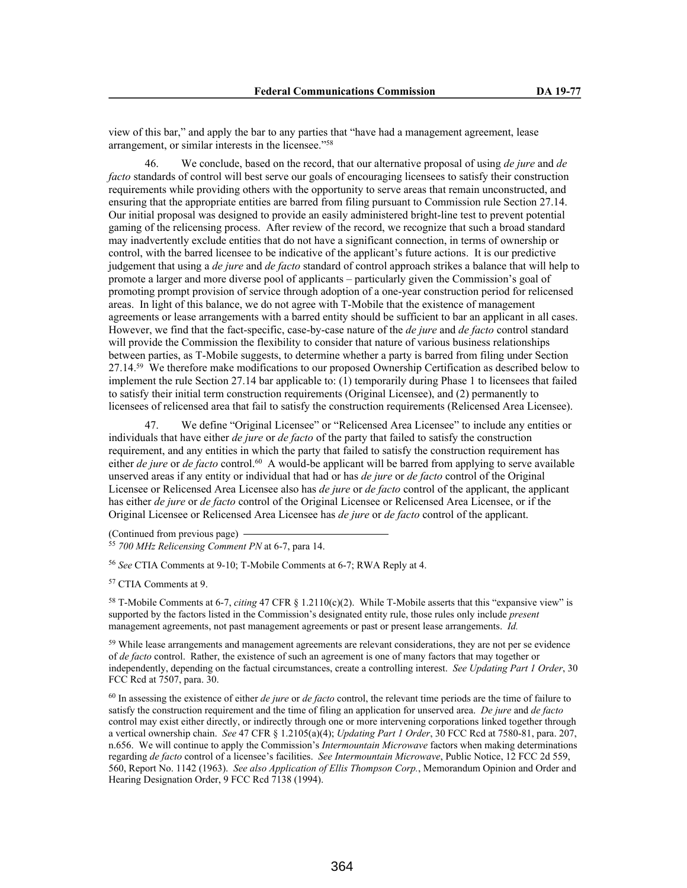view of this bar," and apply the bar to any parties that "have had a management agreement, lease arrangement, or similar interests in the licensee."[58]

46. We conclude, based on the record, that our alternative proposal of using *de jure* and *de facto* standards of control will best serve our goals of encouraging licensees to satisfy their construction requirements while providing others with the opportunity to serve areas that remain unconstructed, and ensuring that the appropriate entities are barred from filing pursuant to Commission rule Section 27.14. Our initial proposal was designed to provide an easily administered bright-line test to prevent potential gaming of the relicensing process. After review of the record, we recognize that such a broad standard may inadvertently exclude entities that do not have a significant connection, in terms of ownership or control, with the barred licensee to be indicative of the applicant's future actions. It is our predictive judgement that using a *de jure* and *de facto* standard of control approach strikes a balance that will help to promote a larger and more diverse pool of applicants – particularly given the Commission's goal of promoting prompt provision of service through adoption of a one-year construction period for relicensed areas. In light of this balance, we do not agree with T-Mobile that the existence of management agreements or lease arrangements with a barred entity should be sufficient to bar an applicant in all cases. However, we find that the fact-specific, case-by-case nature of the *de jure* and *de facto* control standard will provide the Commission the flexibility to consider that nature of various business relationships between parties, as T-Mobile suggests, to determine whether a party is barred from filing under Section 27.14.[59] We therefore make modifications to our proposed Ownership Certification as described below to implement the rule Section 27.14 bar applicable to: (1) temporarily during Phase 1 to licensees that failed to satisfy their initial term construction requirements (Original Licensee), and (2) permanently to licensees of relicensed area that fail to satisfy the construction requirements (Relicensed Area Licensee).

47. We define "Original Licensee" or "Relicensed Area Licensee" to include any entities or individuals that have either *de jure* or *de facto* of the party that failed to satisfy the construction requirement, and any entities in which the party that failed to satisfy the construction requirement has either *de jure* or *de facto* control.[60] A would-be applicant will be barred from applying to serve available unserved areas if any entity or individual that had or has *de jure* or *de facto* control of the Original Licensee or Relicensed Area Licensee also has *de jure* or *de facto* control of the applicant, the applicant has either *de jure* or *de facto* control of the Original Licensee or Relicensed Area Licensee, or if the Original Licensee or Relicensed Area Licensee has *de jure* or *de facto* control of the applicant.

(Continued from previous page)

[55] *700 MHz Relicensing Comment PN* at 6-7, para 14.

[56] *See* CTIA Comments at 9-10; T-Mobile Comments at 6-7; RWA Reply at 4.

[57] CTIA Comments at 9.

[58] T-Mobile Comments at 6-7, *citing* 47 CFR § 1.2110(c)(2). While T-Mobile asserts that this "expansive view" is supported by the factors listed in the Commission's designated entity rule, those rules only include *present* management agreements, not past management agreements or past or present lease arrangements. *Id.*

[59] While lease arrangements and management agreements are relevant considerations, they are not per se evidence of *de facto* control. Rather, the existence of such an agreement is one of many factors that may together or independently, depending on the factual circumstances, create a controlling interest. *See Updating Part 1 Order*, 30 FCC Rcd at 7507, para. 30.

[60] In assessing the existence of either *de jure* or *de facto* control, the relevant time periods are the time of failure to satisfy the construction requirement and the time of filing an application for unserved area. *De jure* and *de facto* control may exist either directly, or indirectly through one or more intervening corporations linked together through a vertical ownership chain. *See* 47 CFR § 1.2105(a)(4); *Updating Part 1 Order*, 30 FCC Rcd at 7580-81, para. 207, n.656. We will continue to apply the Commission's *Intermountain Microwave* factors when making determinations regarding *de facto* control of a licensee's facilities. *See Intermountain Microwave*, Public Notice, 12 FCC 2d 559, 560, Report No. 1142 (1963). *See also Application of Ellis Thompson Corp.*, Memorandum Opinion and Order and Hearing Designation Order, 9 FCC Rcd 7138 (1994).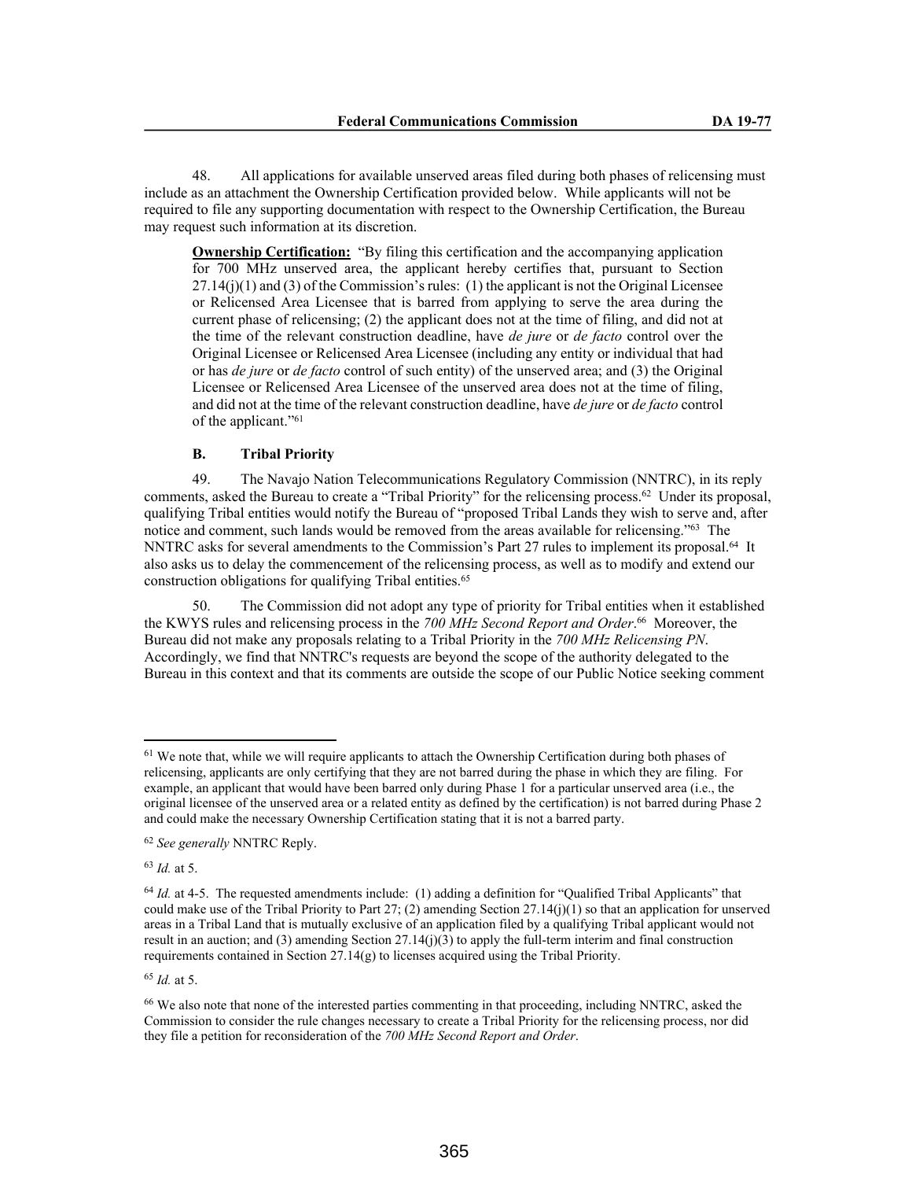48. All applications for available unserved areas filed during both phases of relicensing must include as an attachment the Ownership Certification provided below. While applicants will not be required to file any supporting documentation with respect to the Ownership Certification, the Bureau may request such information at its discretion.

> **Ownership Certification:** "By filing this certification and the accompanying application for 700 MHz unserved area, the applicant hereby certifies that, pursuant to Section 27.14(j)(1) and (3) of the Commission's rules: (1) the applicant is not the Original Licensee or Relicensed Area Licensee that is barred from applying to serve the area during the current phase of relicensing; (2) the applicant does not at the time of filing, and did not at the time of the relevant construction deadline, have *de jure* or *de facto* control over the Original Licensee or Relicensed Area Licensee (including any entity or individual that had or has *de jure* or *de facto* control of such entity) of the unserved area; and (3) the Original Licensee or Relicensed Area Licensee of the unserved area does not at the time of filing, and did not at the time of the relevant construction deadline, have *de jure* or *de facto* control of the applicant."[61]

### B. Tribal Priority

49. The Navajo Nation Telecommunications Regulatory Commission (NNTRC), in its reply comments, asked the Bureau to create a "Tribal Priority" for the relicensing process.[62] Under its proposal, qualifying Tribal entities would notify the Bureau of "proposed Tribal Lands they wish to serve and, after notice and comment, such lands would be removed from the areas available for relicensing."[63] The NNTRC asks for several amendments to the Commission's Part 27 rules to implement its proposal.[64] It also asks us to delay the commencement of the relicensing process, as well as to modify and extend our construction obligations for qualifying Tribal entities.[65]

50. The Commission did not adopt any type of priority for Tribal entities when it established the KWYS rules and relicensing process in the *700 MHz Second Report and Order*.[66] Moreover, the Bureau did not make any proposals relating to a Tribal Priority in the *700 MHz Relicensing PN*. Accordingly, we find that NNTRC's requests are beyond the scope of the authority delegated to the Bureau in this context and that its comments are outside the scope of our Public Notice seeking comment

---

[61] We note that, while we will require applicants to attach the Ownership Certification during both phases of relicensing, applicants are only certifying that they are not barred during the phase in which they are filing. For example, an applicant that would have been barred only during Phase 1 for a particular unserved area (i.e., the original licensee of the unserved area or a related entity as defined by the certification) is not barred during Phase 2 and could make the necessary Ownership Certification stating that it is not a barred party.

[62] *See generally* NNTRC Reply.

[63] *Id.* at 5.

[64] *Id.* at 4-5. The requested amendments include: (1) adding a definition for "Qualified Tribal Applicants" that could make use of the Tribal Priority to Part 27; (2) amending Section 27.14(j)(1) so that an application for unserved areas in a Tribal Land that is mutually exclusive of an application filed by a qualifying Tribal applicant would not result in an auction; and (3) amending Section 27.14(j)(3) to apply the full-term interim and final construction requirements contained in Section 27.14(g) to licenses acquired using the Tribal Priority.

[65] *Id.* at 5.

[66] We also note that none of the interested parties commenting in that proceeding, including NNTRC, asked the Commission to consider the rule changes necessary to create a Tribal Priority for the relicensing process, nor did they file a petition for reconsideration of the *700 MHz Second Report and Order*.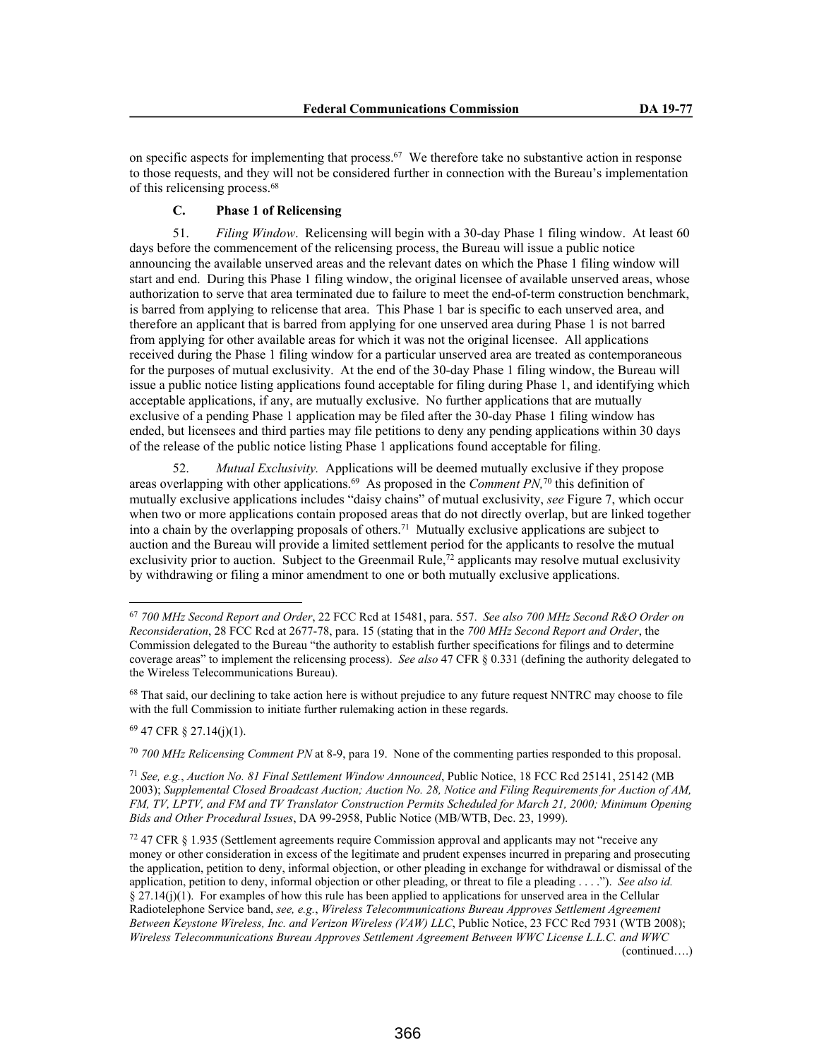on specific aspects for implementing that process.[67] We therefore take no substantive action in response to those requests, and they will not be considered further in connection with the Bureau's implementation of this relicensing process.[68]

### C. Phase 1 of Relicensing

51. *Filing Window*. Relicensing will begin with a 30-day Phase 1 filing window. At least 60 days before the commencement of the relicensing process, the Bureau will issue a public notice announcing the available unserved areas and the relevant dates on which the Phase 1 filing window will start and end. During this Phase 1 filing window, the original licensee of available unserved areas, whose authorization to serve that area terminated due to failure to meet the end-of-term construction benchmark, is barred from applying to relicense that area. This Phase 1 bar is specific to each unserved area, and therefore an applicant that is barred from applying for one unserved area during Phase 1 is not barred from applying for other available areas for which it was not the original licensee. All applications received during the Phase 1 filing window for a particular unserved area are treated as contemporaneous for the purposes of mutual exclusivity. At the end of the 30-day Phase 1 filing window, the Bureau will issue a public notice listing applications found acceptable for filing during Phase 1, and identifying which acceptable applications, if any, are mutually exclusive. No further applications that are mutually exclusive of a pending Phase 1 application may be filed after the 30-day Phase 1 filing window has ended, but licensees and third parties may file petitions to deny any pending applications within 30 days of the release of the public notice listing Phase 1 applications found acceptable for filing.

52. *Mutual Exclusivity.* Applications will be deemed mutually exclusive if they propose areas overlapping with other applications.[69] As proposed in the *Comment PN,*[70] this definition of mutually exclusive applications includes "daisy chains" of mutual exclusivity, *see* Figure 7, which occur when two or more applications contain proposed areas that do not directly overlap, but are linked together into a chain by the overlapping proposals of others.[71] Mutually exclusive applications are subject to auction and the Bureau will provide a limited settlement period for the applicants to resolve the mutual exclusivity prior to auction. Subject to the Greenmail Rule,[72] applicants may resolve mutual exclusivity by withdrawing or filing a minor amendment to one or both mutually exclusive applications.

---

[67] *700 MHz Second Report and Order*, 22 FCC Rcd at 15481, para. 557. *See also 700 MHz Second R&O Order on Reconsideration*, 28 FCC Rcd at 2677-78, para. 15 (stating that in the *700 MHz Second Report and Order*, the Commission delegated to the Bureau "the authority to establish further specifications for filings and to determine coverage areas" to implement the relicensing process). *See also* 47 CFR § 0.331 (defining the authority delegated to the Wireless Telecommunications Bureau).

[68] That said, our declining to take action here is without prejudice to any future request NNTRC may choose to file with the full Commission to initiate further rulemaking action in these regards.

[69] 47 CFR § 27.14(j)(1).

[70] *700 MHz Relicensing Comment PN* at 8-9, para 19. None of the commenting parties responded to this proposal.

[71] *See, e.g.*, *Auction No. 81 Final Settlement Window Announced*, Public Notice, 18 FCC Rcd 25141, 25142 (MB 2003); *Supplemental Closed Broadcast Auction; Auction No. 28, Notice and Filing Requirements for Auction of AM, FM, TV, LPTV, and FM and TV Translator Construction Permits Scheduled for March 21, 2000; Minimum Opening Bids and Other Procedural Issues*, DA 99-2958, Public Notice (MB/WTB, Dec. 23, 1999).

[72] 47 CFR § 1.935 (Settlement agreements require Commission approval and applicants may not "receive any money or other consideration in excess of the legitimate and prudent expenses incurred in preparing and prosecuting the application, petition to deny, informal objection, or other pleading in exchange for withdrawal or dismissal of the application, petition to deny, informal objection or other pleading, or threat to file a pleading . . . ."). *See also id.* § 27.14(j)(1). For examples of how this rule has been applied to applications for unserved area in the Cellular Radiotelephone Service band, *see, e.g.*, *Wireless Telecommunications Bureau Approves Settlement Agreement Between Keystone Wireless, Inc. and Verizon Wireless (VAW) LLC*, Public Notice, 23 FCC Rcd 7931 (WTB 2008); *Wireless Telecommunications Bureau Approves Settlement Agreement Between WWC License L.L.C. and WWC*

(continued….)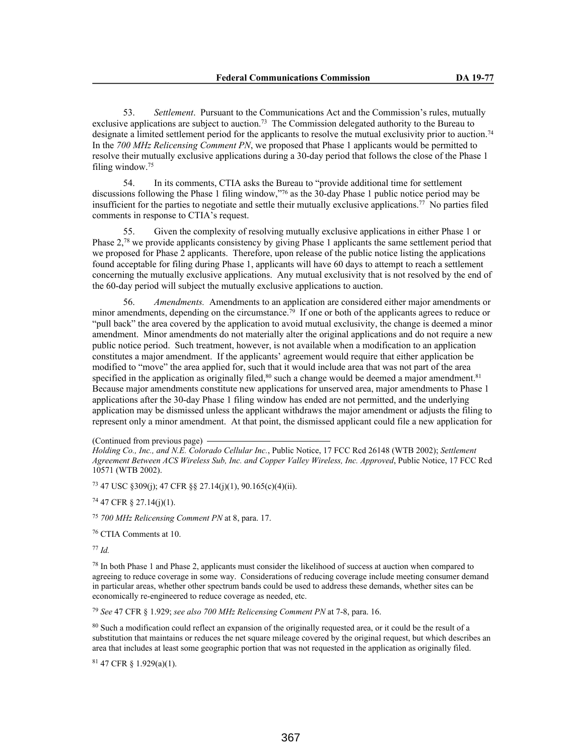53. *Settlement*. Pursuant to the Communications Act and the Commission's rules, mutually exclusive applications are subject to auction.[73] The Commission delegated authority to the Bureau to designate a limited settlement period for the applicants to resolve the mutual exclusivity prior to auction.[74] In the *700 MHz Relicensing Comment PN*, we proposed that Phase 1 applicants would be permitted to resolve their mutually exclusive applications during a 30-day period that follows the close of the Phase 1 filing window.[75]

54. In its comments, CTIA asks the Bureau to "provide additional time for settlement discussions following the Phase 1 filing window,"[76] as the 30-day Phase 1 public notice period may be insufficient for the parties to negotiate and settle their mutually exclusive applications.[77] No parties filed comments in response to CTIA's request.

55. Given the complexity of resolving mutually exclusive applications in either Phase 1 or Phase 2,[78] we provide applicants consistency by giving Phase 1 applicants the same settlement period that we proposed for Phase 2 applicants. Therefore, upon release of the public notice listing the applications found acceptable for filing during Phase 1, applicants will have 60 days to attempt to reach a settlement concerning the mutually exclusive applications. Any mutual exclusivity that is not resolved by the end of the 60-day period will subject the mutually exclusive applications to auction.

56. *Amendments.* Amendments to an application are considered either major amendments or minor amendments, depending on the circumstance.[79] If one or both of the applicants agrees to reduce or "pull back" the area covered by the application to avoid mutual exclusivity, the change is deemed a minor amendment. Minor amendments do not materially alter the original applications and do not require a new public notice period. Such treatment, however, is not available when a modification to an application constitutes a major amendment. If the applicants' agreement would require that either application be modified to "move" the area applied for, such that it would include area that was not part of the area specified in the application as originally filed,[80] such a change would be deemed a major amendment.[81] Because major amendments constitute new applications for unserved area, major amendments to Phase 1 applications after the 30-day Phase 1 filing window has ended are not permitted, and the underlying application may be dismissed unless the applicant withdraws the major amendment or adjusts the filing to represent only a minor amendment. At that point, the dismissed applicant could file a new application for

(Continued from previous page)
*Holding Co., Inc., and N.E. Colorado Cellular Inc.*, Public Notice, 17 FCC Rcd 26148 (WTB 2002); *Settlement Agreement Between ACS Wireless Sub, Inc. and Copper Valley Wireless, Inc. Approved*, Public Notice, 17 FCC Rcd 10571 (WTB 2002).

[73] 47 USC §309(j); 47 CFR §§ 27.14(j)(1), 90.165(c)(4)(ii).

[74] 47 CFR § 27.14(j)(1).

[75] *700 MHz Relicensing Comment PN* at 8, para. 17.

[76] CTIA Comments at 10.

[77] *Id.*

[78] In both Phase 1 and Phase 2, applicants must consider the likelihood of success at auction when compared to agreeing to reduce coverage in some way. Considerations of reducing coverage include meeting consumer demand in particular areas, whether other spectrum bands could be used to address these demands, whether sites can be economically re-engineered to reduce coverage as needed, etc.

[79] *See* 47 CFR § 1.929; *see also 700 MHz Relicensing Comment PN* at 7-8, para. 16.

[80] Such a modification could reflect an expansion of the originally requested area, or it could be the result of a substitution that maintains or reduces the net square mileage covered by the original request, but which describes an area that includes at least some geographic portion that was not requested in the application as originally filed.

[81] 47 CFR § 1.929(a)(1).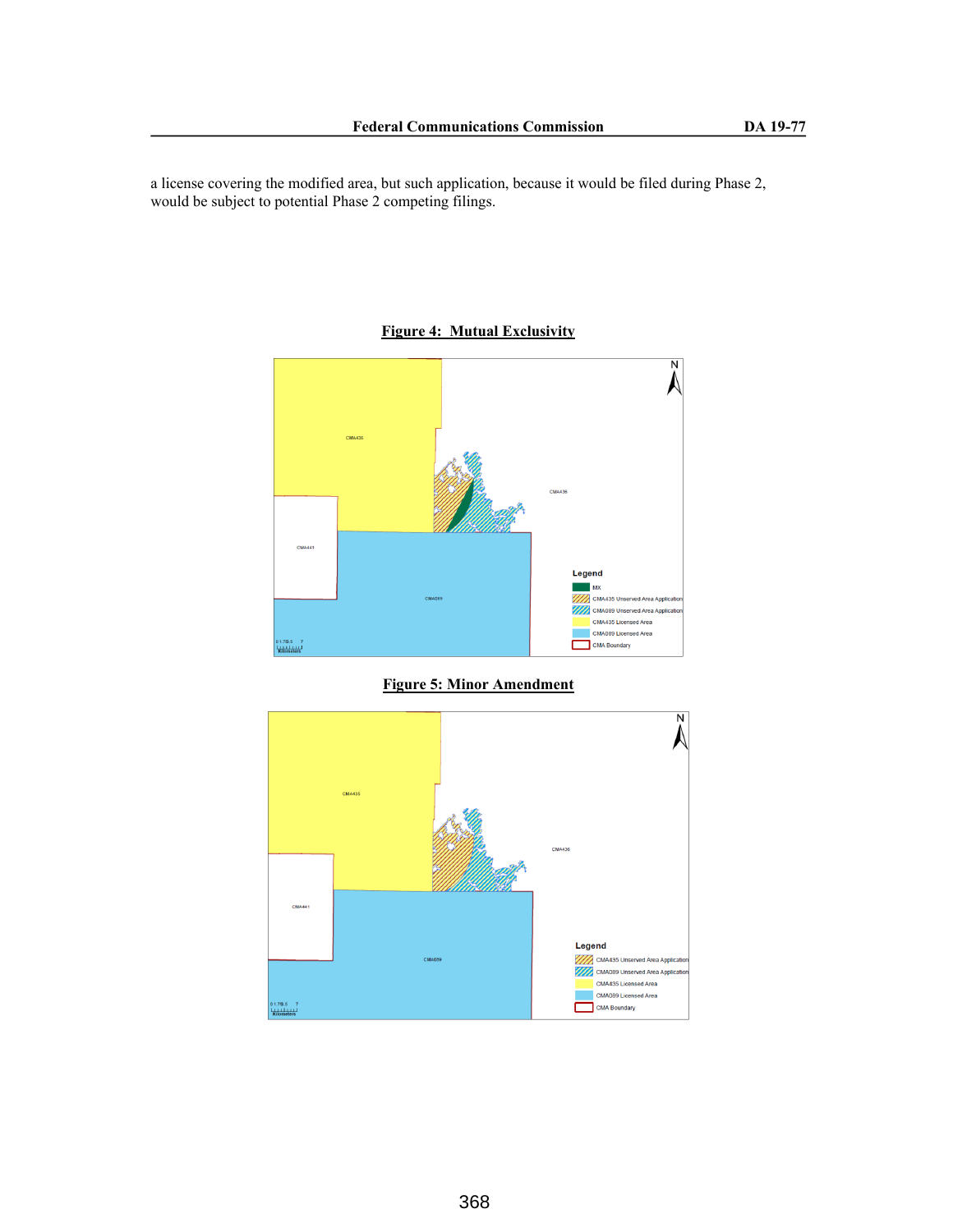a license covering the modified area, but such application, because it would be filed during Phase 2, would be subject to potential Phase 2 competing filings.

**Figure 4: Mutual Exclusivity**

**Figure 5: Minor Amendment**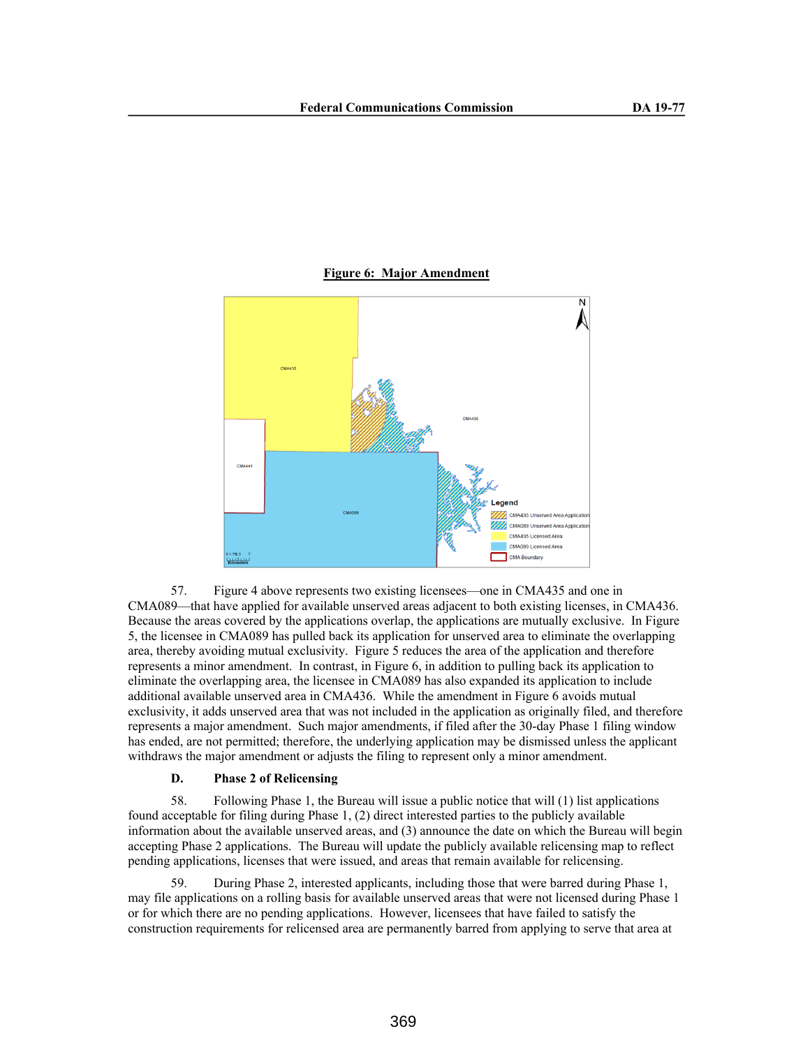**Figure 6: Major Amendment**

57. Figure 4 above represents two existing licensees—one in CMA435 and one in CMA089—that have applied for available unserved areas adjacent to both existing licenses, in CMA436. Because the areas covered by the applications overlap, the applications are mutually exclusive. In Figure 5, the licensee in CMA089 has pulled back its application for unserved area to eliminate the overlapping area, thereby avoiding mutual exclusivity. Figure 5 reduces the area of the application and therefore represents a minor amendment. In contrast, in Figure 6, in addition to pulling back its application to eliminate the overlapping area, the licensee in CMA089 has also expanded its application to include additional available unserved area in CMA436. While the amendment in Figure 6 avoids mutual exclusivity, it adds unserved area that was not included in the application as originally filed, and therefore represents a major amendment. Such major amendments, if filed after the 30-day Phase 1 filing window has ended, are not permitted; therefore, the underlying application may be dismissed unless the applicant withdraws the major amendment or adjusts the filing to represent only a minor amendment.

### D. Phase 2 of Relicensing

58. Following Phase 1, the Bureau will issue a public notice that will (1) list applications found acceptable for filing during Phase 1, (2) direct interested parties to the publicly available information about the available unserved areas, and (3) announce the date on which the Bureau will begin accepting Phase 2 applications. The Bureau will update the publicly available relicensing map to reflect pending applications, licenses that were issued, and areas that remain available for relicensing.

59. During Phase 2, interested applicants, including those that were barred during Phase 1, may file applications on a rolling basis for available unserved areas that were not licensed during Phase 1 or for which there are no pending applications. However, licensees that have failed to satisfy the construction requirements for relicensed area are permanently barred from applying to serve that area at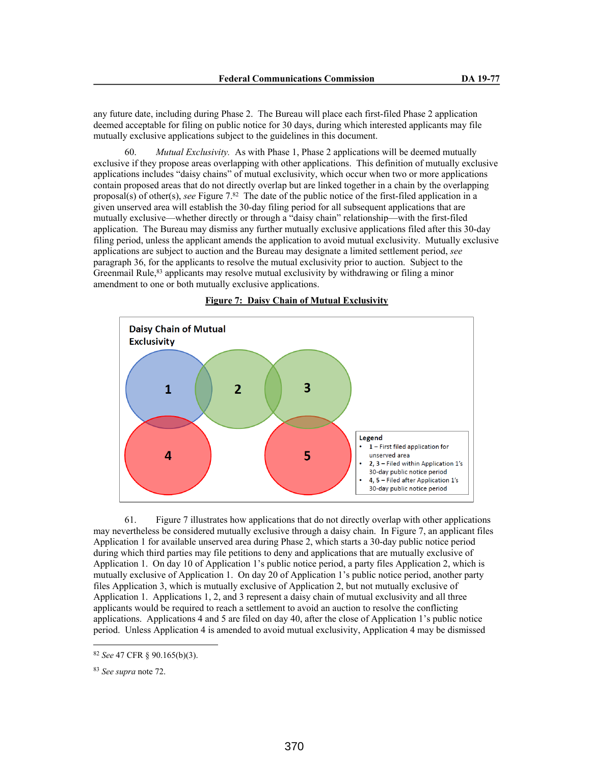any future date, including during Phase 2. The Bureau will place each first-filed Phase 2 application deemed acceptable for filing on public notice for 30 days, during which interested applicants may file mutually exclusive applications subject to the guidelines in this document.

60. *Mutual Exclusivity.* As with Phase 1, Phase 2 applications will be deemed mutually exclusive if they propose areas overlapping with other applications. This definition of mutually exclusive applications includes "daisy chains" of mutual exclusivity, which occur when two or more applications contain proposed areas that do not directly overlap but are linked together in a chain by the overlapping proposal(s) of other(s), *see* Figure 7.[82] The date of the public notice of the first-filed application in a given unserved area will establish the 30-day filing period for all subsequent applications that are mutually exclusive—whether directly or through a "daisy chain" relationship—with the first-filed application. The Bureau may dismiss any further mutually exclusive applications filed after this 30-day filing period, unless the applicant amends the application to avoid mutual exclusivity. Mutually exclusive applications are subject to auction and the Bureau may designate a limited settlement period, *see* paragraph 36, for the applicants to resolve the mutual exclusivity prior to auction. Subject to the Greenmail Rule,[83] applicants may resolve mutual exclusivity by withdrawing or filing a minor amendment to one or both mutually exclusive applications.

**Figure 7: Daisy Chain of Mutual Exclusivity**

Daisy Chain of Mutual Exclusivity

Legend
- 1 – First filed application for unserved area
- 2, 3 – Filed within Application 1's 30-day public notice period
- 4, 5 – Filed after Application 1's 30-day public notice period

61. Figure 7 illustrates how applications that do not directly overlap with other applications may nevertheless be considered mutually exclusive through a daisy chain. In Figure 7, an applicant files Application 1 for available unserved area during Phase 2, which starts a 30-day public notice period during which third parties may file petitions to deny and applications that are mutually exclusive of Application 1. On day 10 of Application 1's public notice period, a party files Application 2, which is mutually exclusive of Application 1. On day 20 of Application 1's public notice period, another party files Application 3, which is mutually exclusive of Application 2, but not mutually exclusive of Application 1. Applications 1, 2, and 3 represent a daisy chain of mutual exclusivity and all three applicants would be required to reach a settlement to avoid an auction to resolve the conflicting applications. Applications 4 and 5 are filed on day 40, after the close of Application 1's public notice period. Unless Application 4 is amended to avoid mutual exclusivity, Application 4 may be dismissed

---

[82] *See* 47 CFR § 90.165(b)(3).

[83] *See supra* note 72.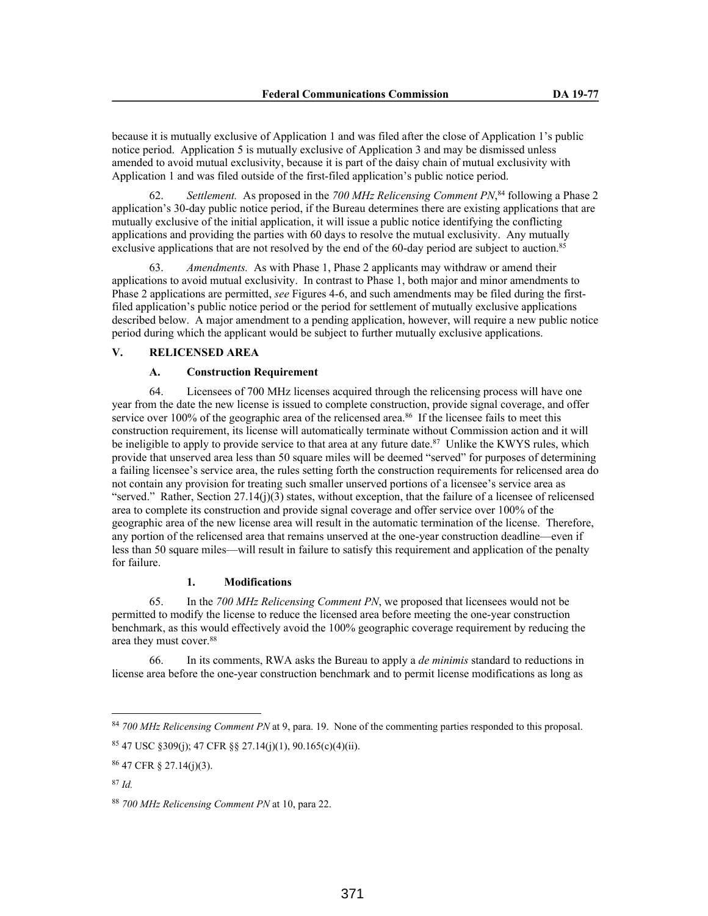because it is mutually exclusive of Application 1 and was filed after the close of Application 1's public notice period. Application 5 is mutually exclusive of Application 3 and may be dismissed unless amended to avoid mutual exclusivity, because it is part of the daisy chain of mutual exclusivity with Application 1 and was filed outside of the first-filed application's public notice period.

62. *Settlement.* As proposed in the *700 MHz Relicensing Comment PN*,[84] following a Phase 2 application's 30-day public notice period, if the Bureau determines there are existing applications that are mutually exclusive of the initial application, it will issue a public notice identifying the conflicting applications and providing the parties with 60 days to resolve the mutual exclusivity. Any mutually exclusive applications that are not resolved by the end of the 60-day period are subject to auction.[85]

63. *Amendments.* As with Phase 1, Phase 2 applicants may withdraw or amend their applications to avoid mutual exclusivity. In contrast to Phase 1, both major and minor amendments to Phase 2 applications are permitted, *see* Figures 4-6, and such amendments may be filed during the first-filed application's public notice period or the period for settlement of mutually exclusive applications described below. A major amendment to a pending application, however, will require a new public notice period during which the applicant would be subject to further mutually exclusive applications.

## V. RELICENSED AREA

### A. Construction Requirement

64. Licensees of 700 MHz licenses acquired through the relicensing process will have one year from the date the new license is issued to complete construction, provide signal coverage, and offer service over 100% of the geographic area of the relicensed area.[86] If the licensee fails to meet this construction requirement, its license will automatically terminate without Commission action and it will be ineligible to apply to provide service to that area at any future date.[87] Unlike the KWYS rules, which provide that unserved area less than 50 square miles will be deemed "served" for purposes of determining a failing licensee's service area, the rules setting forth the construction requirements for relicensed area do not contain any provision for treating such smaller unserved portions of a licensee's service area as "served." Rather, Section 27.14(j)(3) states, without exception, that the failure of a licensee of relicensed area to complete its construction and provide signal coverage and offer service over 100% of the geographic area of the new license area will result in the automatic termination of the license. Therefore, any portion of the relicensed area that remains unserved at the one-year construction deadline—even if less than 50 square miles—will result in failure to satisfy this requirement and application of the penalty for failure.

#### 1. Modifications

65. In the *700 MHz Relicensing Comment PN*, we proposed that licensees would not be permitted to modify the license to reduce the licensed area before meeting the one-year construction benchmark, as this would effectively avoid the 100% geographic coverage requirement by reducing the area they must cover.[88]

66. In its comments, RWA asks the Bureau to apply a *de minimis* standard to reductions in license area before the one-year construction benchmark and to permit license modifications as long as

---

[84] *700 MHz Relicensing Comment PN* at 9, para. 19. None of the commenting parties responded to this proposal.

[85] 47 USC §309(j); 47 CFR §§ 27.14(j)(1), 90.165(c)(4)(ii).

[86] 47 CFR § 27.14(j)(3).

[87] *Id.*

[88] *700 MHz Relicensing Comment PN* at 10, para 22.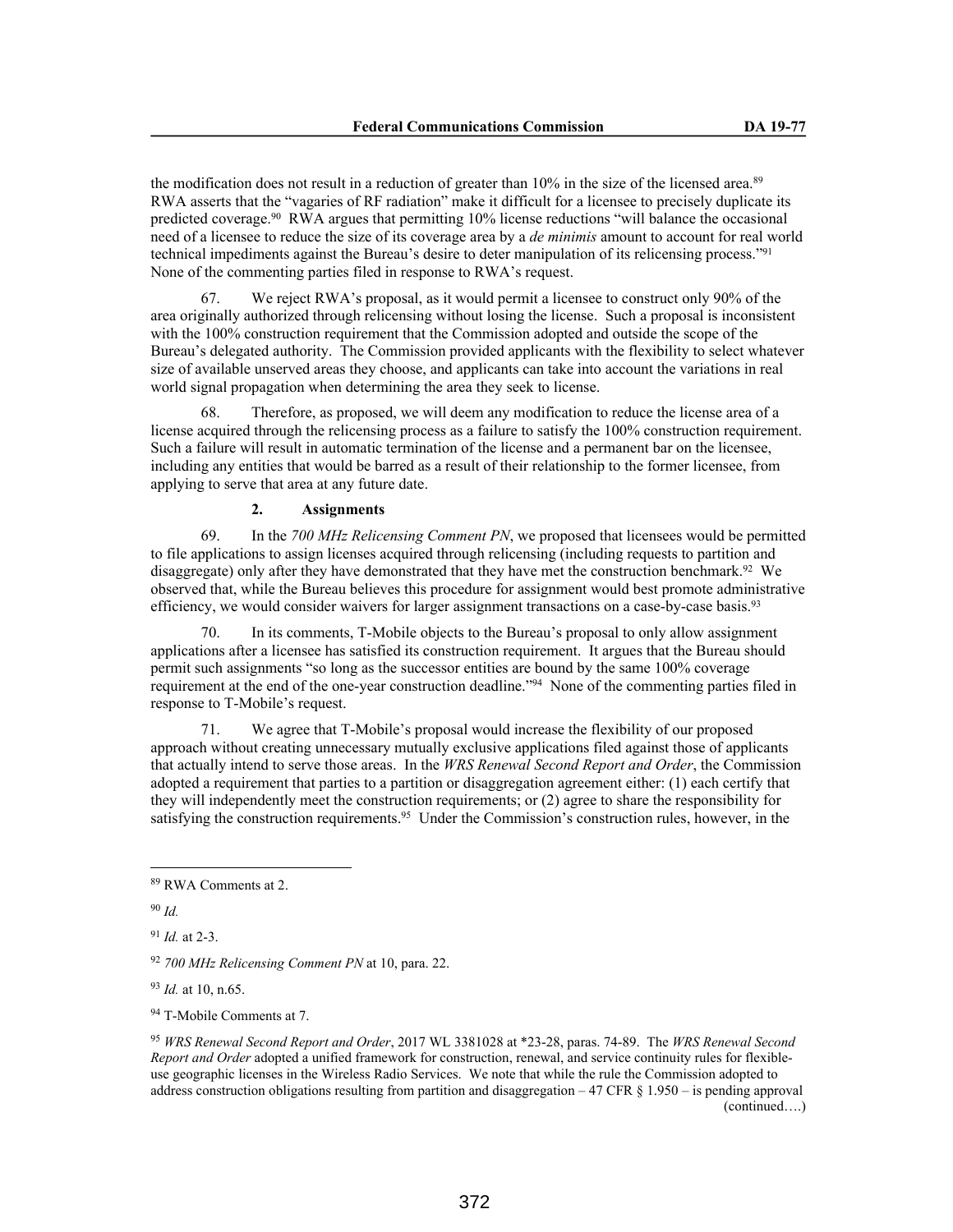the modification does not result in a reduction of greater than 10% in the size of the licensed area.[89] RWA asserts that the "vagaries of RF radiation" make it difficult for a licensee to precisely duplicate its predicted coverage.[90] RWA argues that permitting 10% license reductions "will balance the occasional need of a licensee to reduce the size of its coverage area by a *de minimis* amount to account for real world technical impediments against the Bureau's desire to deter manipulation of its relicensing process."[91] None of the commenting parties filed in response to RWA's request.

67. We reject RWA's proposal, as it would permit a licensee to construct only 90% of the area originally authorized through relicensing without losing the license. Such a proposal is inconsistent with the 100% construction requirement that the Commission adopted and outside the scope of the Bureau's delegated authority. The Commission provided applicants with the flexibility to select whatever size of available unserved areas they choose, and applicants can take into account the variations in real world signal propagation when determining the area they seek to license.

68. Therefore, as proposed, we will deem any modification to reduce the license area of a license acquired through the relicensing process as a failure to satisfy the 100% construction requirement. Such a failure will result in automatic termination of the license and a permanent bar on the licensee, including any entities that would be barred as a result of their relationship to the former licensee, from applying to serve that area at any future date.

### 2. Assignments

69. In the *700 MHz Relicensing Comment PN*, we proposed that licensees would be permitted to file applications to assign licenses acquired through relicensing (including requests to partition and disaggregate) only after they have demonstrated that they have met the construction benchmark.[92] We observed that, while the Bureau believes this procedure for assignment would best promote administrative efficiency, we would consider waivers for larger assignment transactions on a case-by-case basis.[93]

70. In its comments, T-Mobile objects to the Bureau's proposal to only allow assignment applications after a licensee has satisfied its construction requirement. It argues that the Bureau should permit such assignments "so long as the successor entities are bound by the same 100% coverage requirement at the end of the one-year construction deadline."[94] None of the commenting parties filed in response to T-Mobile's request.

71. We agree that T-Mobile's proposal would increase the flexibility of our proposed approach without creating unnecessary mutually exclusive applications filed against those of applicants that actually intend to serve those areas. In the *WRS Renewal Second Report and Order*, the Commission adopted a requirement that parties to a partition or disaggregation agreement either: (1) each certify that they will independently meet the construction requirements; or (2) agree to share the responsibility for satisfying the construction requirements.[95] Under the Commission's construction rules, however, in the

---

[89] RWA Comments at 2.

[90] *Id.*

[91] *Id.* at 2-3.

[92] *700 MHz Relicensing Comment PN* at 10, para. 22.

[93] *Id.* at 10, n.65.

[94] T-Mobile Comments at 7.

[95] *WRS Renewal Second Report and Order*, 2017 WL 3381028 at *23-28, paras. 74-89. The *WRS Renewal Second Report and Order* adopted a unified framework for construction, renewal, and service continuity rules for flexible-use geographic licenses in the Wireless Radio Services. We note that while the rule the Commission adopted to address construction obligations resulting from partition and disaggregation – 47 CFR § 1.950 – is pending approval (continued….)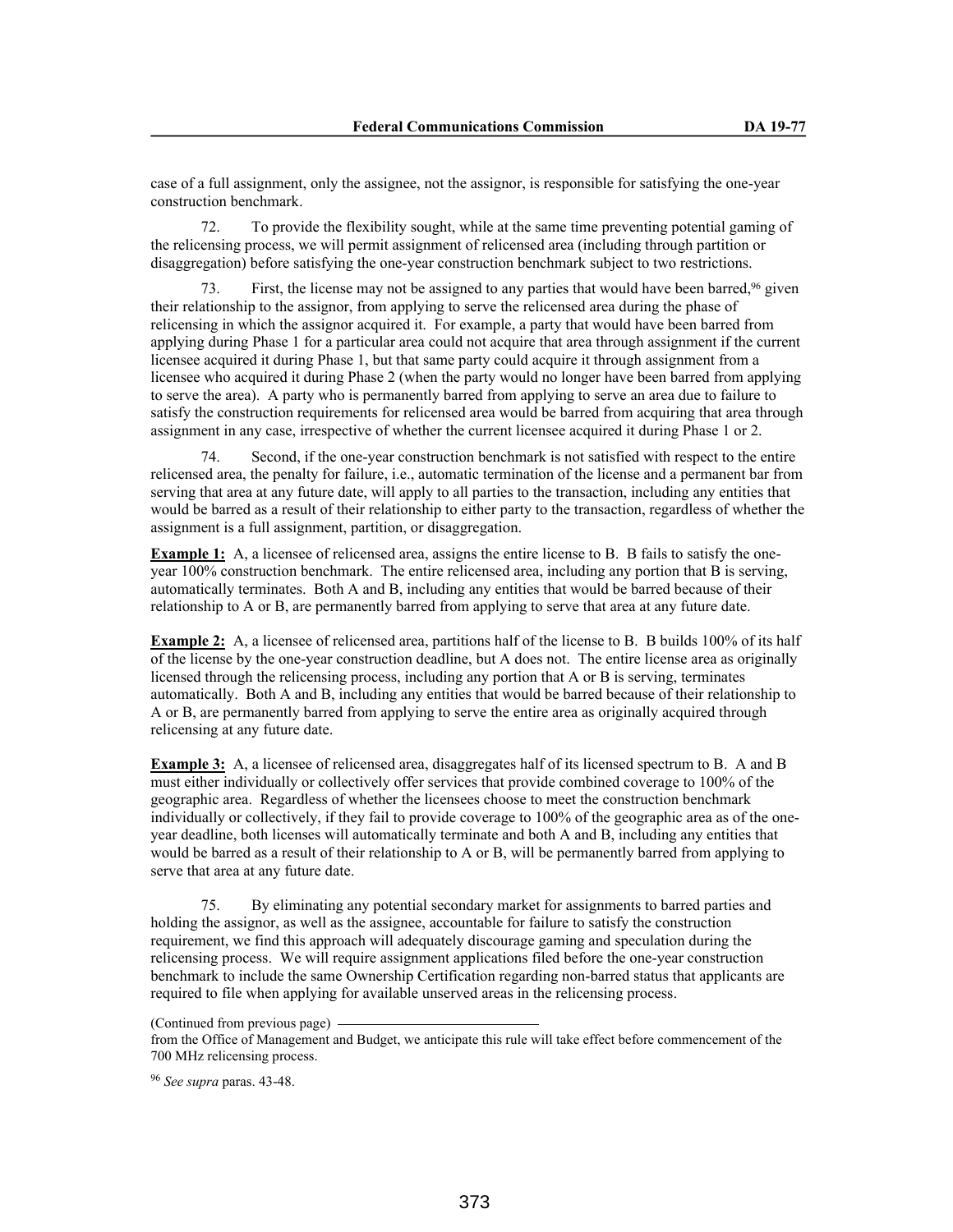case of a full assignment, only the assignee, not the assignor, is responsible for satisfying the one-year construction benchmark.

72. To provide the flexibility sought, while at the same time preventing potential gaming of the relicensing process, we will permit assignment of relicensed area (including through partition or disaggregation) before satisfying the one-year construction benchmark subject to two restrictions.

73. First, the license may not be assigned to any parties that would have been barred,[96] given their relationship to the assignor, from applying to serve the relicensed area during the phase of relicensing in which the assignor acquired it. For example, a party that would have been barred from applying during Phase 1 for a particular area could not acquire that area through assignment if the current licensee acquired it during Phase 1, but that same party could acquire it through assignment from a licensee who acquired it during Phase 2 (when the party would no longer have been barred from applying to serve the area). A party who is permanently barred from applying to serve an area due to failure to satisfy the construction requirements for relicensed area would be barred from acquiring that area through assignment in any case, irrespective of whether the current licensee acquired it during Phase 1 or 2.

74. Second, if the one-year construction benchmark is not satisfied with respect to the entire relicensed area, the penalty for failure, i.e., automatic termination of the license and a permanent bar from serving that area at any future date, will apply to all parties to the transaction, including any entities that would be barred as a result of their relationship to either party to the transaction, regardless of whether the assignment is a full assignment, partition, or disaggregation.

**Example 1:** A, a licensee of relicensed area, assigns the entire license to B. B fails to satisfy the one-year 100% construction benchmark. The entire relicensed area, including any portion that B is serving, automatically terminates. Both A and B, including any entities that would be barred because of their relationship to A or B, are permanently barred from applying to serve that area at any future date.

**Example 2:** A, a licensee of relicensed area, partitions half of the license to B. B builds 100% of its half of the license by the one-year construction deadline, but A does not. The entire license area as originally licensed through the relicensing process, including any portion that A or B is serving, terminates automatically. Both A and B, including any entities that would be barred because of their relationship to A or B, are permanently barred from applying to serve the entire area as originally acquired through relicensing at any future date.

**Example 3:** A, a licensee of relicensed area, disaggregates half of its licensed spectrum to B. A and B must either individually or collectively offer services that provide combined coverage to 100% of the geographic area. Regardless of whether the licensees choose to meet the construction benchmark individually or collectively, if they fail to provide coverage to 100% of the geographic area as of the one-year deadline, both licenses will automatically terminate and both A and B, including any entities that would be barred as a result of their relationship to A or B, will be permanently barred from applying to serve that area at any future date.

75. By eliminating any potential secondary market for assignments to barred parties and holding the assignor, as well as the assignee, accountable for failure to satisfy the construction requirement, we find this approach will adequately discourage gaming and speculation during the relicensing process. We will require assignment applications filed before the one-year construction benchmark to include the same Ownership Certification regarding non-barred status that applicants are required to file when applying for available unserved areas in the relicensing process.

(Continued from previous page)

from the Office of Management and Budget, we anticipate this rule will take effect before commencement of the 700 MHz relicensing process.

[96] *See supra* paras. 43-48.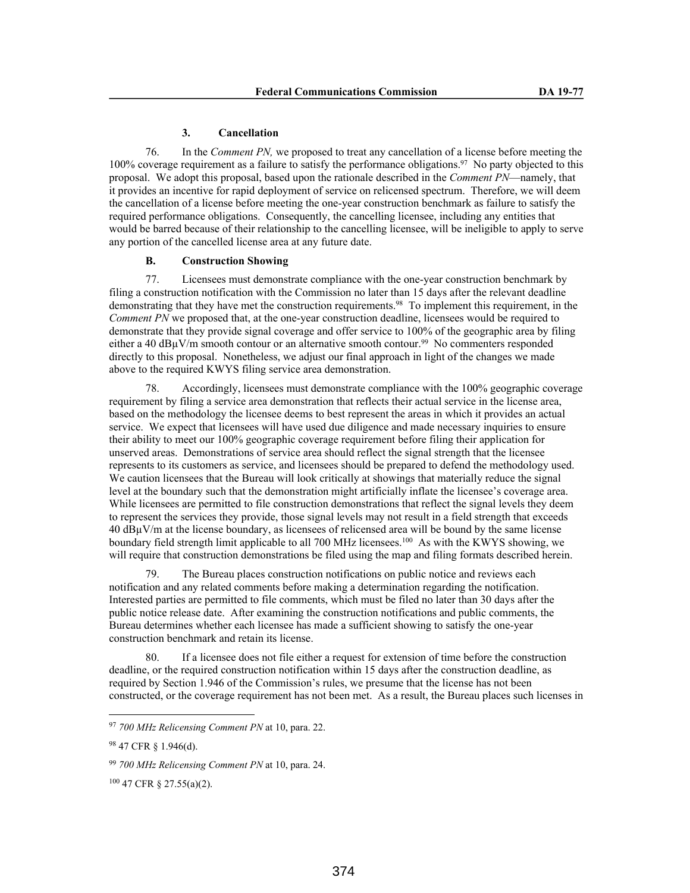### 3. Cancellation

76. In the *Comment PN,* we proposed to treat any cancellation of a license before meeting the 100% coverage requirement as a failure to satisfy the performance obligations.[97] No party objected to this proposal. We adopt this proposal, based upon the rationale described in the *Comment PN*—namely, that it provides an incentive for rapid deployment of service on relicensed spectrum. Therefore, we will deem the cancellation of a license before meeting the one-year construction benchmark as failure to satisfy the required performance obligations. Consequently, the cancelling licensee, including any entities that would be barred because of their relationship to the cancelling licensee, will be ineligible to apply to serve any portion of the cancelled license area at any future date.

## B. Construction Showing

77. Licensees must demonstrate compliance with the one-year construction benchmark by filing a construction notification with the Commission no later than 15 days after the relevant deadline demonstrating that they have met the construction requirements.[98] To implement this requirement, in the *Comment PN* we proposed that, at the one-year construction deadline, licensees would be required to demonstrate that they provide signal coverage and offer service to 100% of the geographic area by filing either a 40 dBμV/m smooth contour or an alternative smooth contour.[99] No commenters responded directly to this proposal. Nonetheless, we adjust our final approach in light of the changes we made above to the required KWYS filing service area demonstration.

78. Accordingly, licensees must demonstrate compliance with the 100% geographic coverage requirement by filing a service area demonstration that reflects their actual service in the license area, based on the methodology the licensee deems to best represent the areas in which it provides an actual service. We expect that licensees will have used due diligence and made necessary inquiries to ensure their ability to meet our 100% geographic coverage requirement before filing their application for unserved areas. Demonstrations of service area should reflect the signal strength that the licensee represents to its customers as service, and licensees should be prepared to defend the methodology used. We caution licensees that the Bureau will look critically at showings that materially reduce the signal level at the boundary such that the demonstration might artificially inflate the licensee's coverage area. While licensees are permitted to file construction demonstrations that reflect the signal levels they deem to represent the services they provide, those signal levels may not result in a field strength that exceeds 40 dBμV/m at the license boundary, as licensees of relicensed area will be bound by the same license boundary field strength limit applicable to all 700 MHz licensees.[100] As with the KWYS showing, we will require that construction demonstrations be filed using the map and filing formats described herein.

79. The Bureau places construction notifications on public notice and reviews each notification and any related comments before making a determination regarding the notification. Interested parties are permitted to file comments, which must be filed no later than 30 days after the public notice release date. After examining the construction notifications and public comments, the Bureau determines whether each licensee has made a sufficient showing to satisfy the one-year construction benchmark and retain its license.

80. If a licensee does not file either a request for extension of time before the construction deadline, or the required construction notification within 15 days after the construction deadline, as required by Section 1.946 of the Commission's rules, we presume that the license has not been constructed, or the coverage requirement has not been met. As a result, the Bureau places such licenses in

---

[97] *700 MHz Relicensing Comment PN* at 10, para. 22.

[98] 47 CFR § 1.946(d).

[99] *700 MHz Relicensing Comment PN* at 10, para. 24.

[100] 47 CFR § 27.55(a)(2).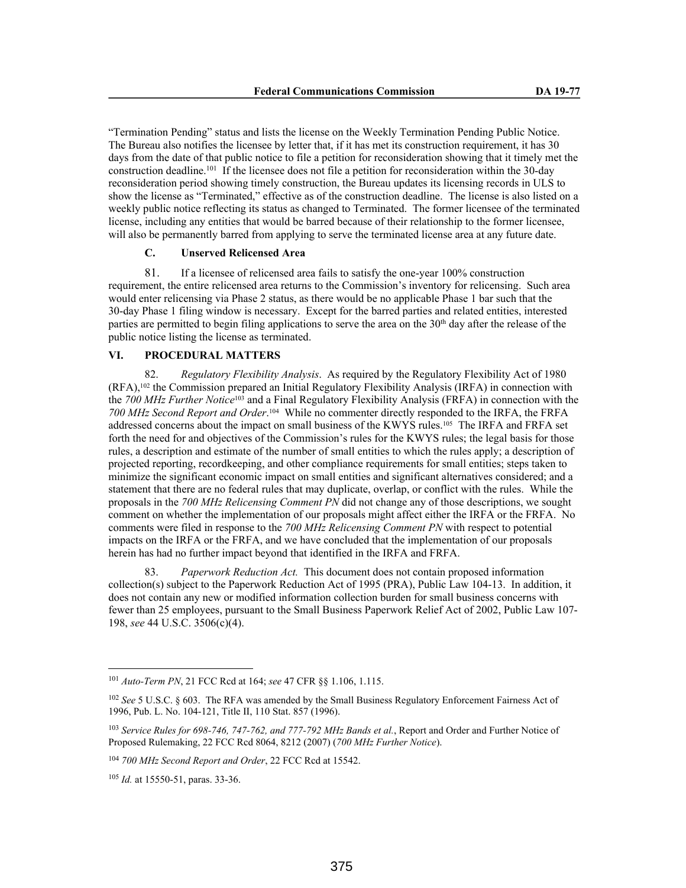"Termination Pending" status and lists the license on the Weekly Termination Pending Public Notice. The Bureau also notifies the licensee by letter that, if it has met its construction requirement, it has 30 days from the date of that public notice to file a petition for reconsideration showing that it timely met the construction deadline.[101] If the licensee does not file a petition for reconsideration within the 30-day reconsideration period showing timely construction, the Bureau updates its licensing records in ULS to show the license as "Terminated," effective as of the construction deadline. The license is also listed on a weekly public notice reflecting its status as changed to Terminated. The former licensee of the terminated license, including any entities that would be barred because of their relationship to the former licensee, will also be permanently barred from applying to serve the terminated license area at any future date.

### C. Unserved Relicensed Area

81. If a licensee of relicensed area fails to satisfy the one-year 100% construction requirement, the entire relicensed area returns to the Commission's inventory for relicensing. Such area would enter relicensing via Phase 2 status, as there would be no applicable Phase 1 bar such that the 30-day Phase 1 filing window is necessary. Except for the barred parties and related entities, interested parties are permitted to begin filing applications to serve the area on the 30th day after the release of the public notice listing the license as terminated.

## VI. PROCEDURAL MATTERS

82. *Regulatory Flexibility Analysis*. As required by the Regulatory Flexibility Act of 1980 (RFA),[102] the Commission prepared an Initial Regulatory Flexibility Analysis (IRFA) in connection with the *700 MHz Further Notice*[103] and a Final Regulatory Flexibility Analysis (FRFA) in connection with the *700 MHz Second Report and Order*.[104] While no commenter directly responded to the IRFA, the FRFA addressed concerns about the impact on small business of the KWYS rules.[105] The IRFA and FRFA set forth the need for and objectives of the Commission's rules for the KWYS rules; the legal basis for those rules, a description and estimate of the number of small entities to which the rules apply; a description of projected reporting, recordkeeping, and other compliance requirements for small entities; steps taken to minimize the significant economic impact on small entities and significant alternatives considered; and a statement that there are no federal rules that may duplicate, overlap, or conflict with the rules. While the proposals in the *700 MHz Relicensing Comment PN* did not change any of those descriptions, we sought comment on whether the implementation of our proposals might affect either the IRFA or the FRFA. No comments were filed in response to the *700 MHz Relicensing Comment PN* with respect to potential impacts on the IRFA or the FRFA, and we have concluded that the implementation of our proposals herein has had no further impact beyond that identified in the IRFA and FRFA.

83. *Paperwork Reduction Act.* This document does not contain proposed information collection(s) subject to the Paperwork Reduction Act of 1995 (PRA), Public Law 104-13. In addition, it does not contain any new or modified information collection burden for small business concerns with fewer than 25 employees, pursuant to the Small Business Paperwork Relief Act of 2002, Public Law 107-198, *see* 44 U.S.C. 3506(c)(4).

---

[101] *Auto-Term PN*, 21 FCC Rcd at 164; *see* 47 CFR §§ 1.106, 1.115.

[102] *See* 5 U.S.C. § 603. The RFA was amended by the Small Business Regulatory Enforcement Fairness Act of 1996, Pub. L. No. 104-121, Title II, 110 Stat. 857 (1996).

[103] *Service Rules for 698-746, 747-762, and 777-792 MHz Bands et al.*, Report and Order and Further Notice of Proposed Rulemaking, 22 FCC Rcd 8064, 8212 (2007) (*700 MHz Further Notice*).

[104] *700 MHz Second Report and Order*, 22 FCC Rcd at 15542.

[105] *Id.* at 15550-51, paras. 33-36.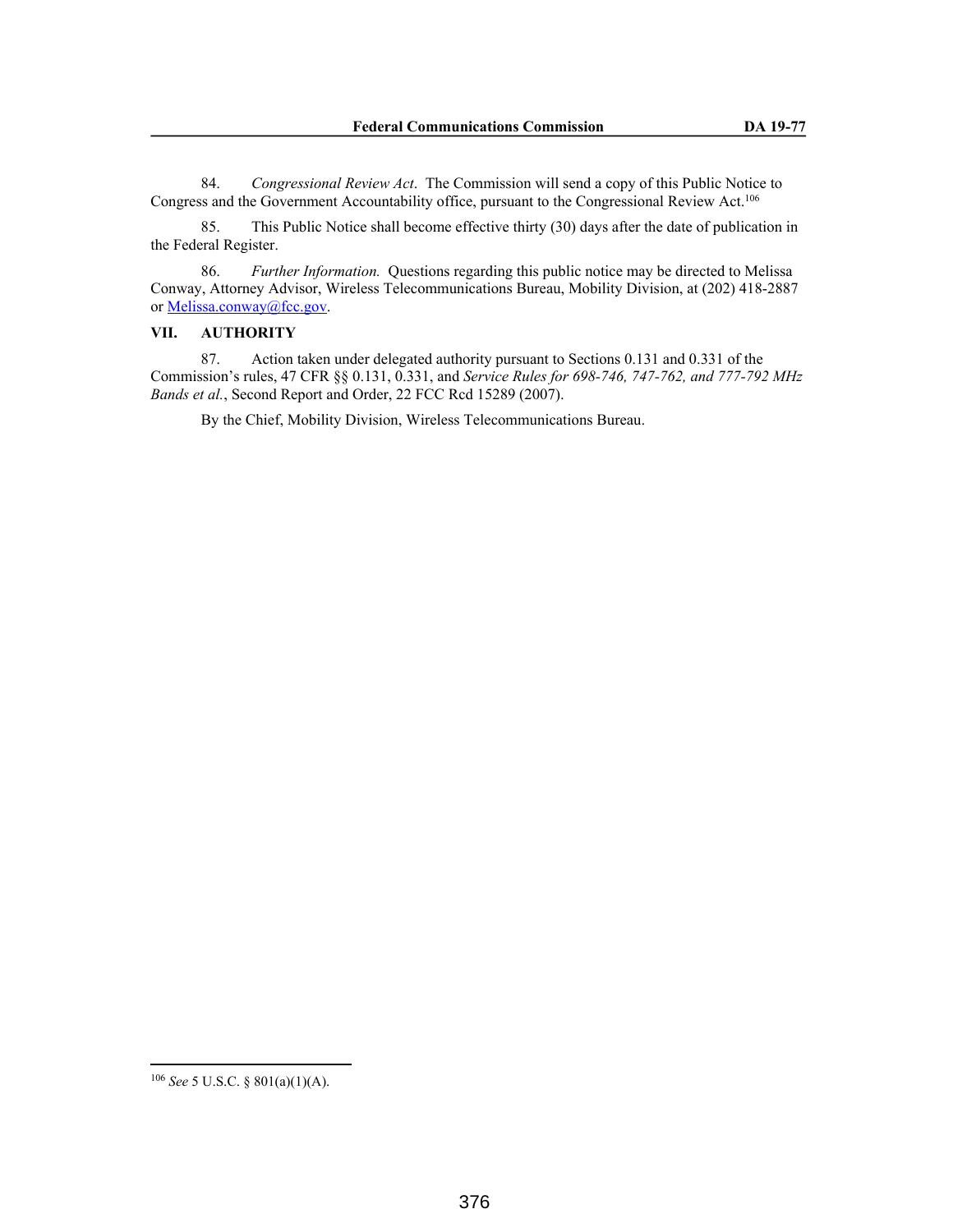84. *Congressional Review Act*. The Commission will send a copy of this Public Notice to Congress and the Government Accountability office, pursuant to the Congressional Review Act.[106]

85. This Public Notice shall become effective thirty (30) days after the date of publication in the Federal Register.

86. *Further Information.* Questions regarding this public notice may be directed to Melissa Conway, Attorney Advisor, Wireless Telecommunications Bureau, Mobility Division, at (202) 418-2887 or Melissa.conway@fcc.gov.

## VII. AUTHORITY

87. Action taken under delegated authority pursuant to Sections 0.131 and 0.331 of the Commission's rules, 47 CFR §§ 0.131, 0.331, and *Service Rules for 698-746, 747-762, and 777-792 MHz Bands et al.*, Second Report and Order, 22 FCC Rcd 15289 (2007).

By the Chief, Mobility Division, Wireless Telecommunications Bureau.

---

[106] *See* 5 U.S.C. § 801(a)(1)(A).